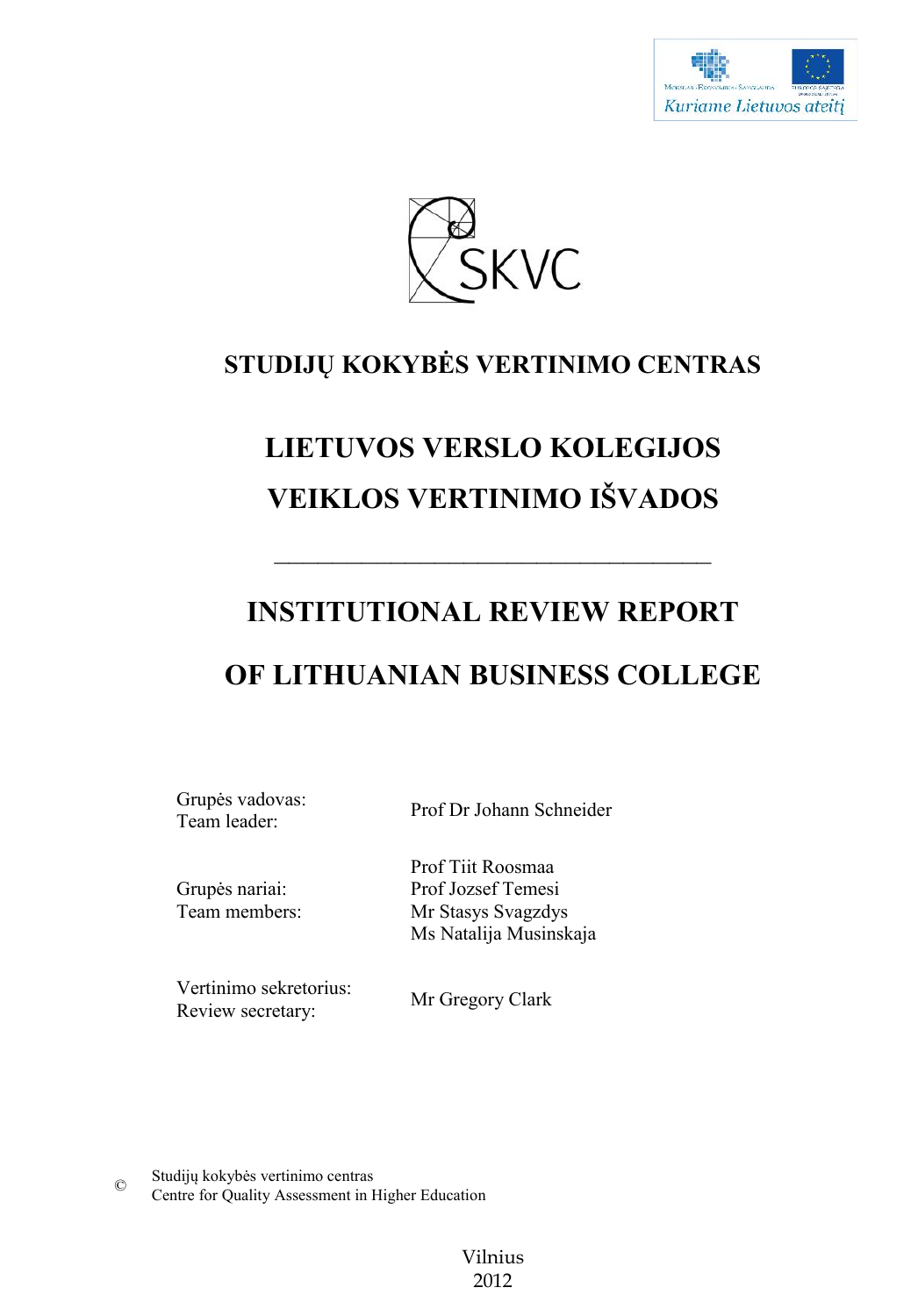**STUDIJŲ KOKYBĖS VERTINIMO CENTRAS**

# LIETUVOS VERSLO KOLEGIJOS VEIKLOS VERTINIMO IŠVADOS

---

# INSTITUTIONAL REVIEW REPORT OF LITHUANIAN BUSINESS COLLEGE

| | |
|---|---|
| Grupės vadovas:<br>Team leader: | Prof Dr Johann Schneider |
| Grupės nariai:<br>Team members: | Prof Tiit Roosmaa<br>Prof Jozsef Temesi<br>Mr Stasys Svagzdys<br>Ms Natalija Musinskaja |
| Vertinimo sekretorius:<br>Review secretary: | Mr Gregory Clark |

© Studijų kokybės vertinimo centras
Centre for Quality Assessment in Higher Education

Vilnius
2012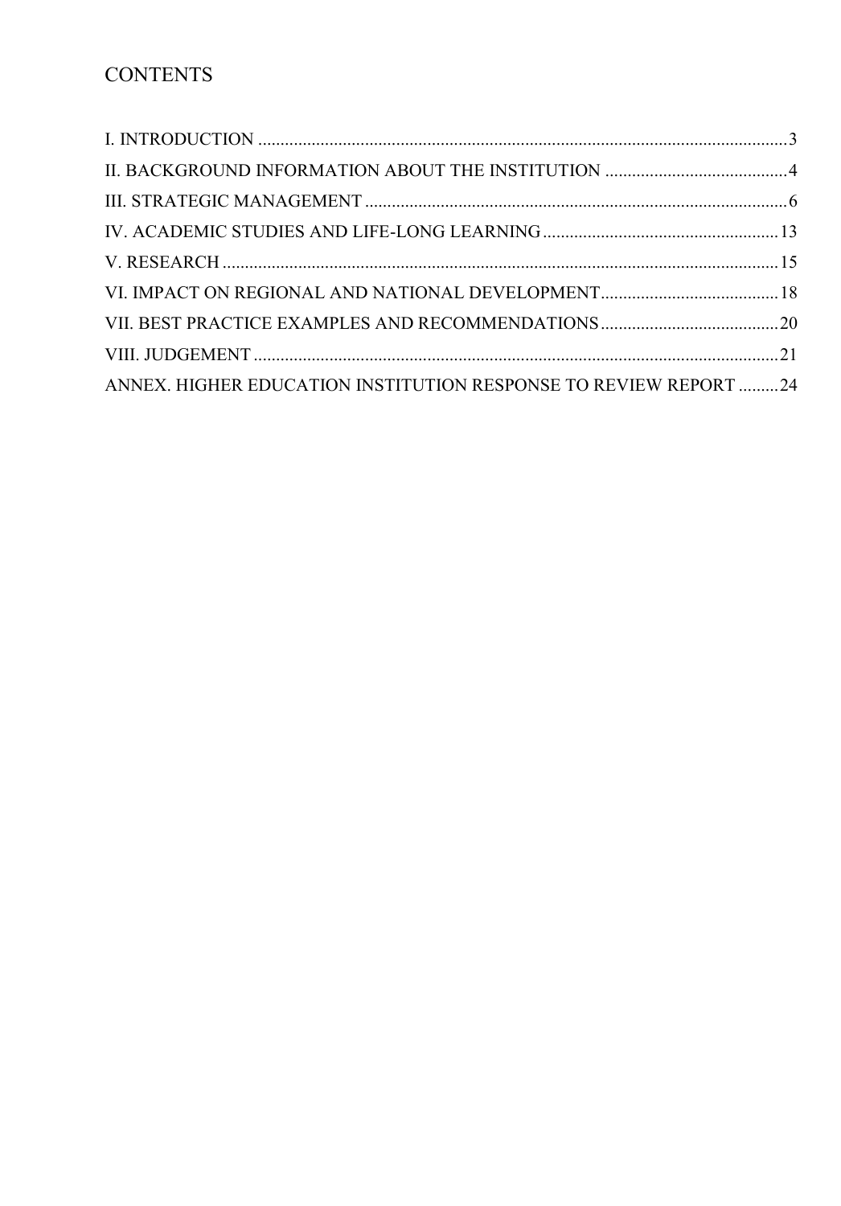# CONTENTS

I. INTRODUCTION ........................................................................................................ 3

II. BACKGROUND INFORMATION ABOUT THE INSTITUTION ........................................ 4

III. STRATEGIC MANAGEMENT ......................................................................................... 6

IV. ACADEMIC STUDIES AND LIFE-LONG LEARNING ................................................... 13

V. RESEARCH ................................................................................................................. 15

VI. IMPACT ON REGIONAL AND NATIONAL DEVELOPMENT ........................................ 18

VII. BEST PRACTICE EXAMPLES AND RECOMMENDATIONS ....................................... 20

VIII. JUDGEMENT ........................................................................................................... 21

ANNEX. HIGHER EDUCATION INSTITUTION RESPONSE TO REVIEW REPORT ......... 24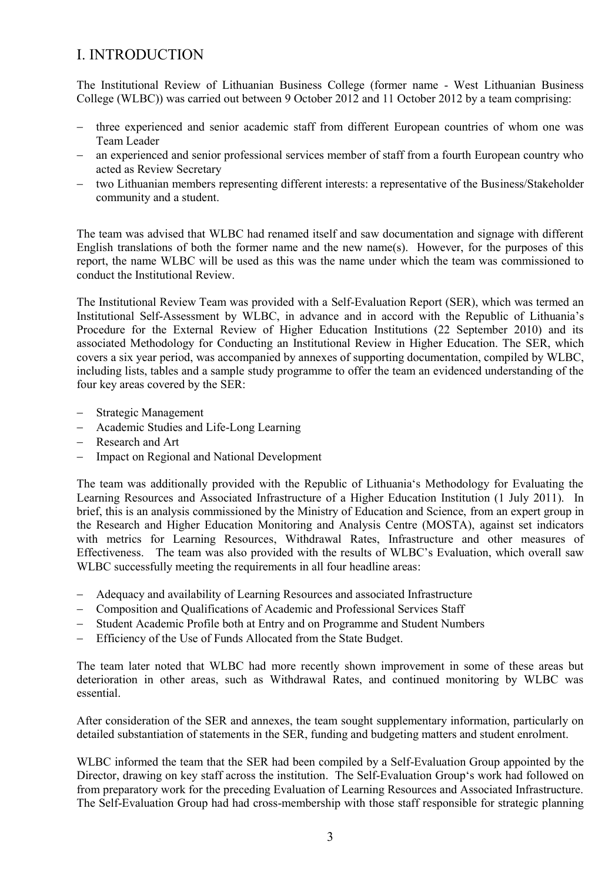# I. INTRODUCTION

The Institutional Review of Lithuanian Business College (former name - West Lithuanian Business College (WLBC)) was carried out between 9 October 2012 and 11 October 2012 by a team comprising:

- three experienced and senior academic staff from different European countries of whom one was Team Leader
- an experienced and senior professional services member of staff from a fourth European country who acted as Review Secretary
- two Lithuanian members representing different interests: a representative of the Business/Stakeholder community and a student.

The team was advised that WLBC had renamed itself and saw documentation and signage with different English translations of both the former name and the new name(s). However, for the purposes of this report, the name WLBC will be used as this was the name under which the team was commissioned to conduct the Institutional Review.

The Institutional Review Team was provided with a Self-Evaluation Report (SER), which was termed an Institutional Self-Assessment by WLBC, in advance and in accord with the Republic of Lithuania's Procedure for the External Review of Higher Education Institutions (22 September 2010) and its associated Methodology for Conducting an Institutional Review in Higher Education. The SER, which covers a six year period, was accompanied by annexes of supporting documentation, compiled by WLBC, including lists, tables and a sample study programme to offer the team an evidenced understanding of the four key areas covered by the SER:

- Strategic Management
- Academic Studies and Life-Long Learning
- Research and Art
- Impact on Regional and National Development

The team was additionally provided with the Republic of Lithuania's Methodology for Evaluating the Learning Resources and Associated Infrastructure of a Higher Education Institution (1 July 2011). In brief, this is an analysis commissioned by the Ministry of Education and Science, from an expert group in the Research and Higher Education Monitoring and Analysis Centre (MOSTA), against set indicators with metrics for Learning Resources, Withdrawal Rates, Infrastructure and other measures of Effectiveness. The team was also provided with the results of WLBC's Evaluation, which overall saw WLBC successfully meeting the requirements in all four headline areas:

- Adequacy and availability of Learning Resources and associated Infrastructure
- Composition and Qualifications of Academic and Professional Services Staff
- Student Academic Profile both at Entry and on Programme and Student Numbers
- Efficiency of the Use of Funds Allocated from the State Budget.

The team later noted that WLBC had more recently shown improvement in some of these areas but deterioration in other areas, such as Withdrawal Rates, and continued monitoring by WLBC was essential.

After consideration of the SER and annexes, the team sought supplementary information, particularly on detailed substantiation of statements in the SER, funding and budgeting matters and student enrolment.

WLBC informed the team that the SER had been compiled by a Self-Evaluation Group appointed by the Director, drawing on key staff across the institution. The Self-Evaluation Group's work had followed on from preparatory work for the preceding Evaluation of Learning Resources and Associated Infrastructure. The Self-Evaluation Group had had cross-membership with those staff responsible for strategic planning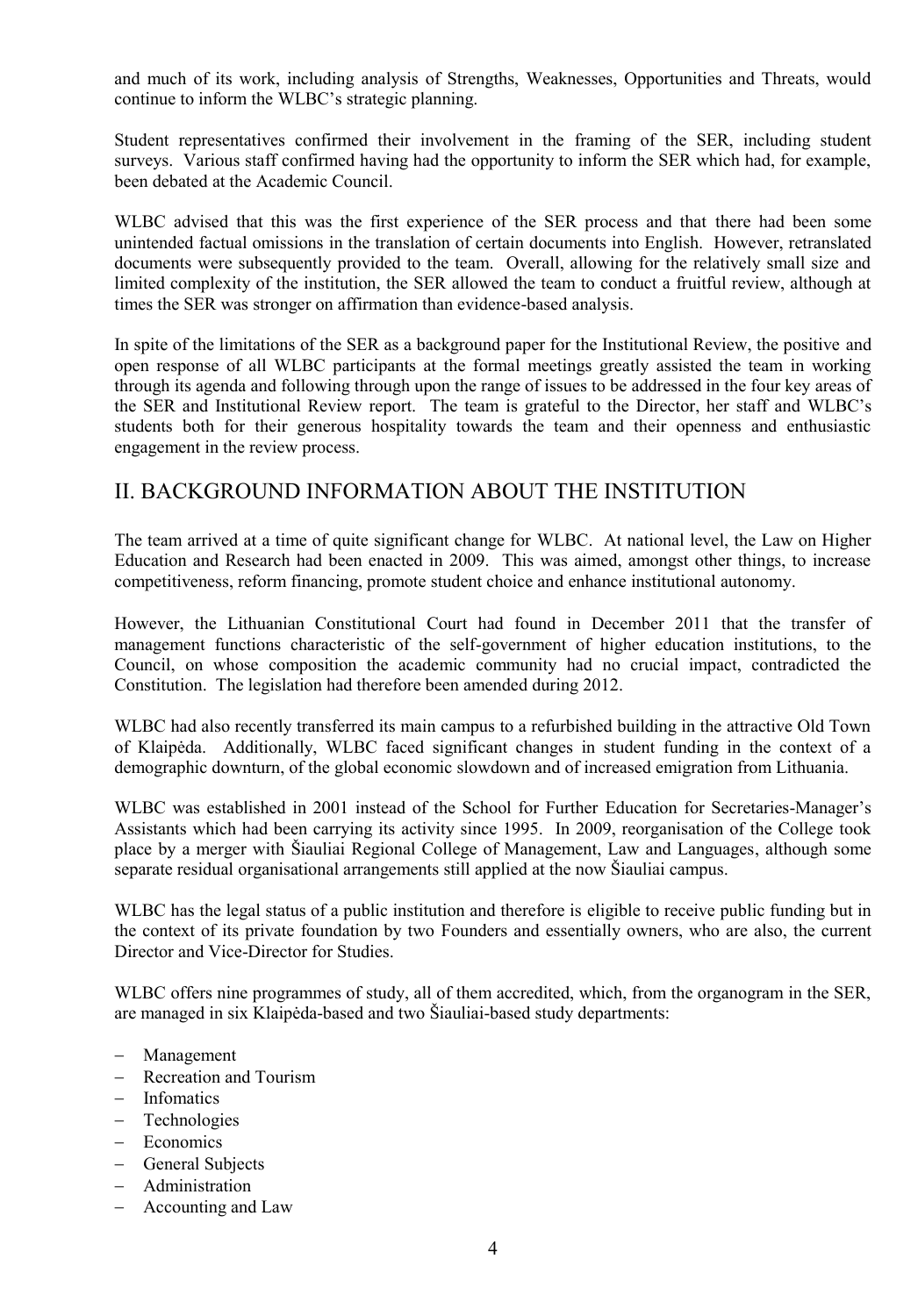and much of its work, including analysis of Strengths, Weaknesses, Opportunities and Threats, would continue to inform the WLBC's strategic planning.

Student representatives confirmed their involvement in the framing of the SER, including student surveys. Various staff confirmed having had the opportunity to inform the SER which had, for example, been debated at the Academic Council.

WLBC advised that this was the first experience of the SER process and that there had been some unintended factual omissions in the translation of certain documents into English. However, retranslated documents were subsequently provided to the team. Overall, allowing for the relatively small size and limited complexity of the institution, the SER allowed the team to conduct a fruitful review, although at times the SER was stronger on affirmation than evidence-based analysis.

In spite of the limitations of the SER as a background paper for the Institutional Review, the positive and open response of all WLBC participants at the formal meetings greatly assisted the team in working through its agenda and following through upon the range of issues to be addressed in the four key areas of the SER and Institutional Review report. The team is grateful to the Director, her staff and WLBC's students both for their generous hospitality towards the team and their openness and enthusiastic engagement in the review process.

## II. BACKGROUND INFORMATION ABOUT THE INSTITUTION

The team arrived at a time of quite significant change for WLBC. At national level, the Law on Higher Education and Research had been enacted in 2009. This was aimed, amongst other things, to increase competitiveness, reform financing, promote student choice and enhance institutional autonomy.

However, the Lithuanian Constitutional Court had found in December 2011 that the transfer of management functions characteristic of the self-government of higher education institutions, to the Council, on whose composition the academic community had no crucial impact, contradicted the Constitution. The legislation had therefore been amended during 2012.

WLBC had also recently transferred its main campus to a refurbished building in the attractive Old Town of Klaipėda. Additionally, WLBC faced significant changes in student funding in the context of a demographic downturn, of the global economic slowdown and of increased emigration from Lithuania.

WLBC was established in 2001 instead of the School for Further Education for Secretaries-Manager's Assistants which had been carrying its activity since 1995. In 2009, reorganisation of the College took place by a merger with Šiauliai Regional College of Management, Law and Languages, although some separate residual organisational arrangements still applied at the now Šiauliai campus.

WLBC has the legal status of a public institution and therefore is eligible to receive public funding but in the context of its private foundation by two Founders and essentially owners, who are also, the current Director and Vice-Director for Studies.

WLBC offers nine programmes of study, all of them accredited, which, from the organogram in the SER, are managed in six Klaipėda-based and two Šiauliai-based study departments:

- Management
- Recreation and Tourism
- Infomatics
- Technologies
- Economics
- General Subjects
- Administration
- Accounting and Law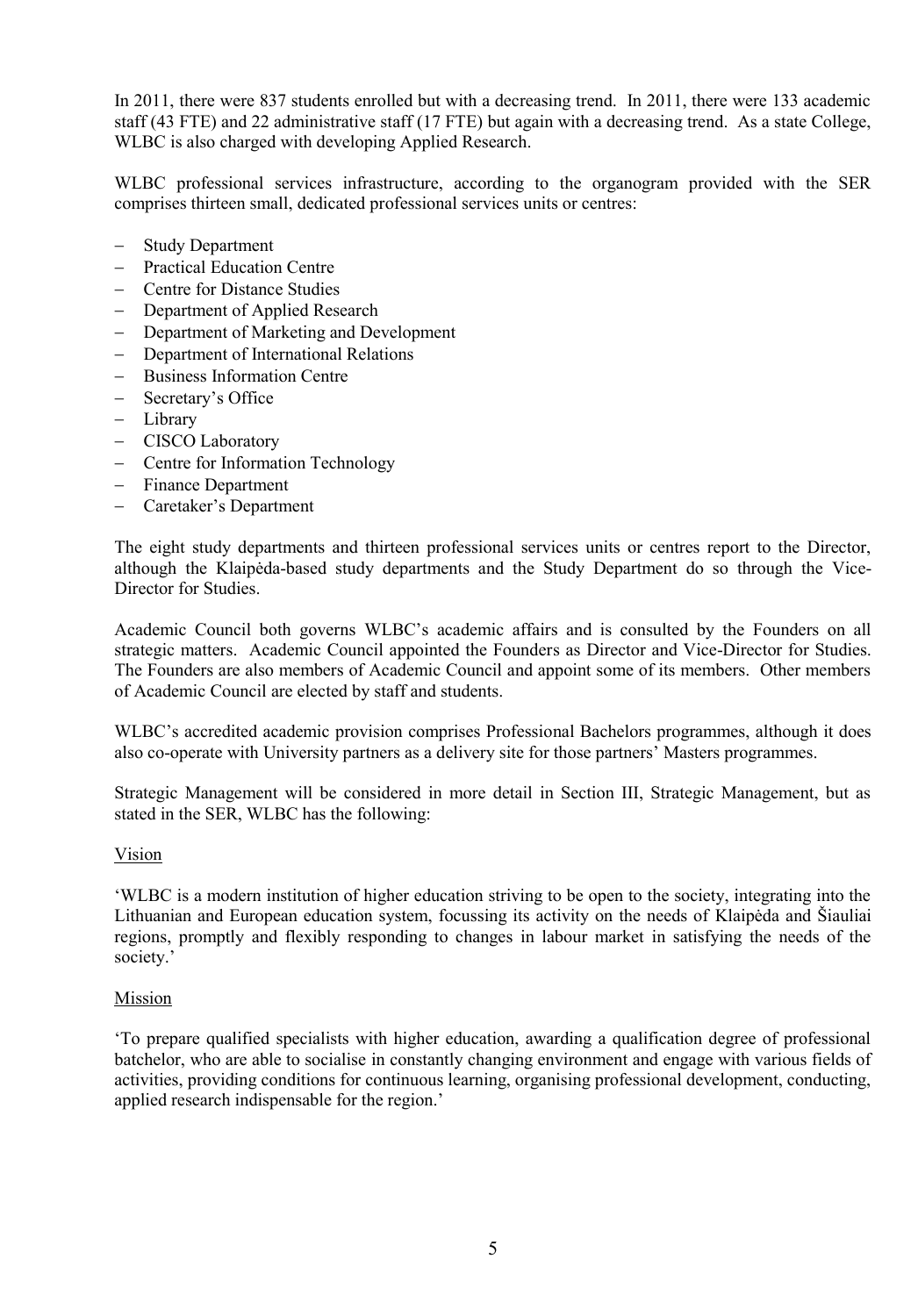In 2011, there were 837 students enrolled but with a decreasing trend. In 2011, there were 133 academic staff (43 FTE) and 22 administrative staff (17 FTE) but again with a decreasing trend. As a state College, WLBC is also charged with developing Applied Research.

WLBC professional services infrastructure, according to the organogram provided with the SER comprises thirteen small, dedicated professional services units or centres:

- Study Department
- Practical Education Centre
- Centre for Distance Studies
- Department of Applied Research
- Department of Marketing and Development
- Department of International Relations
- Business Information Centre
- Secretary's Office
- Library
- CISCO Laboratory
- Centre for Information Technology
- Finance Department
- Caretaker's Department

The eight study departments and thirteen professional services units or centres report to the Director, although the Klaipėda-based study departments and the Study Department do so through the Vice-Director for Studies.

Academic Council both governs WLBC's academic affairs and is consulted by the Founders on all strategic matters. Academic Council appointed the Founders as Director and Vice-Director for Studies. The Founders are also members of Academic Council and appoint some of its members. Other members of Academic Council are elected by staff and students.

WLBC's accredited academic provision comprises Professional Bachelors programmes, although it does also co-operate with University partners as a delivery site for those partners' Masters programmes.

Strategic Management will be considered in more detail in Section III, Strategic Management, but as stated in the SER, WLBC has the following:

Vision

'WLBC is a modern institution of higher education striving to be open to the society, integrating into the Lithuanian and European education system, focussing its activity on the needs of Klaipėda and Šiauliai regions, promptly and flexibly responding to changes in labour market in satisfying the needs of the society.'

Mission

'To prepare qualified specialists with higher education, awarding a qualification degree of professional batchelor, who are able to socialise in constantly changing environment and engage with various fields of activities, providing conditions for continuous learning, organising professional development, conducting, applied research indispensable for the region.'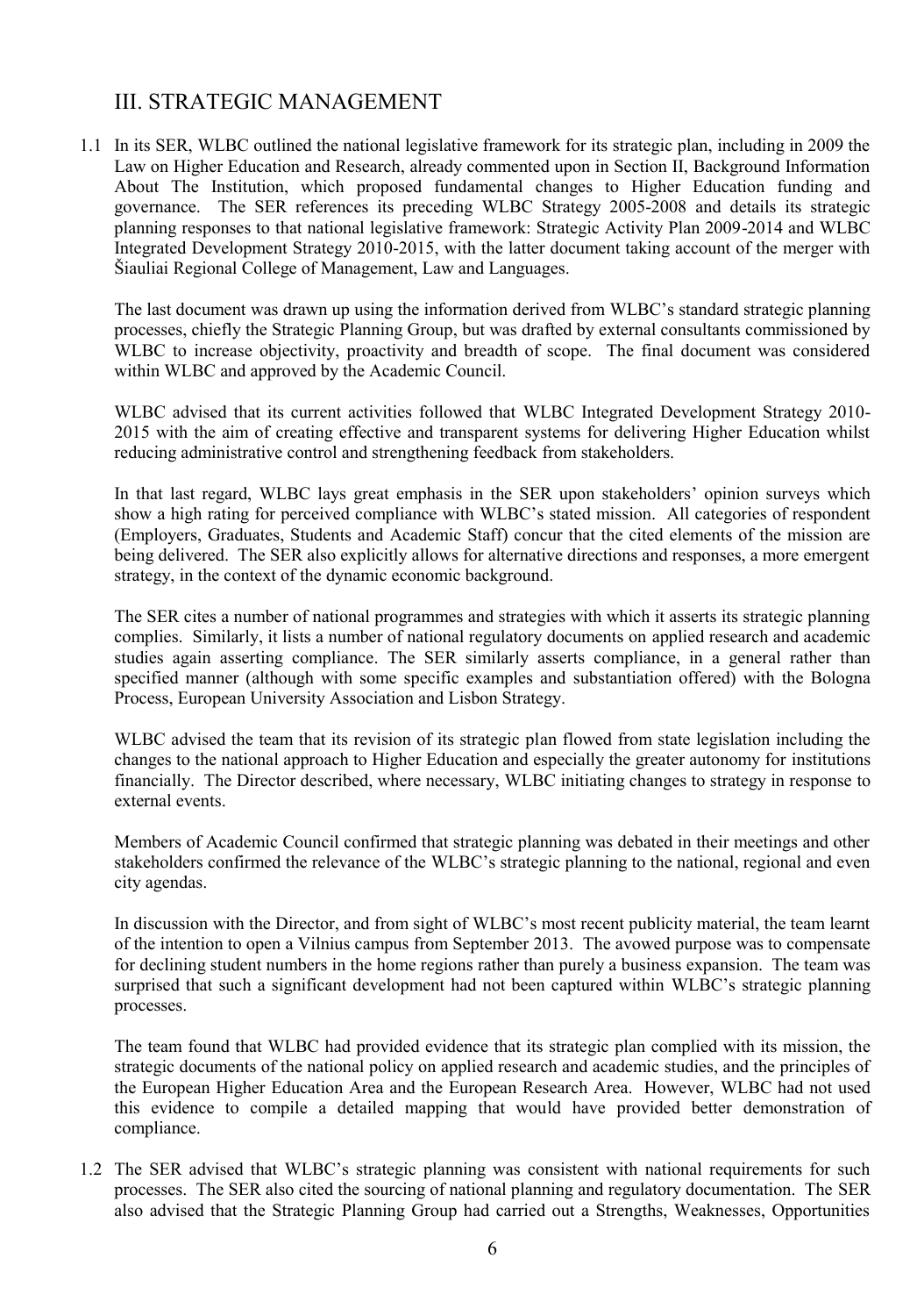## III. STRATEGIC MANAGEMENT

1.1 In its SER, WLBC outlined the national legislative framework for its strategic plan, including in 2009 the Law on Higher Education and Research, already commented upon in Section II, Background Information About The Institution, which proposed fundamental changes to Higher Education funding and governance. The SER references its preceding WLBC Strategy 2005-2008 and details its strategic planning responses to that national legislative framework: Strategic Activity Plan 2009-2014 and WLBC Integrated Development Strategy 2010-2015, with the latter document taking account of the merger with Šiauliai Regional College of Management, Law and Languages.

The last document was drawn up using the information derived from WLBC's standard strategic planning processes, chiefly the Strategic Planning Group, but was drafted by external consultants commissioned by WLBC to increase objectivity, proactivity and breadth of scope. The final document was considered within WLBC and approved by the Academic Council.

WLBC advised that its current activities followed that WLBC Integrated Development Strategy 2010-2015 with the aim of creating effective and transparent systems for delivering Higher Education whilst reducing administrative control and strengthening feedback from stakeholders.

In that last regard, WLBC lays great emphasis in the SER upon stakeholders' opinion surveys which show a high rating for perceived compliance with WLBC's stated mission. All categories of respondent (Employers, Graduates, Students and Academic Staff) concur that the cited elements of the mission are being delivered. The SER also explicitly allows for alternative directions and responses, a more emergent strategy, in the context of the dynamic economic background.

The SER cites a number of national programmes and strategies with which it asserts its strategic planning complies. Similarly, it lists a number of national regulatory documents on applied research and academic studies again asserting compliance. The SER similarly asserts compliance, in a general rather than specified manner (although with some specific examples and substantiation offered) with the Bologna Process, European University Association and Lisbon Strategy.

WLBC advised the team that its revision of its strategic plan flowed from state legislation including the changes to the national approach to Higher Education and especially the greater autonomy for institutions financially. The Director described, where necessary, WLBC initiating changes to strategy in response to external events.

Members of Academic Council confirmed that strategic planning was debated in their meetings and other stakeholders confirmed the relevance of the WLBC's strategic planning to the national, regional and even city agendas.

In discussion with the Director, and from sight of WLBC's most recent publicity material, the team learnt of the intention to open a Vilnius campus from September 2013. The avowed purpose was to compensate for declining student numbers in the home regions rather than purely a business expansion. The team was surprised that such a significant development had not been captured within WLBC's strategic planning processes.

The team found that WLBC had provided evidence that its strategic plan complied with its mission, the strategic documents of the national policy on applied research and academic studies, and the principles of the European Higher Education Area and the European Research Area. However, WLBC had not used this evidence to compile a detailed mapping that would have provided better demonstration of compliance.

1.2 The SER advised that WLBC's strategic planning was consistent with national requirements for such processes. The SER also cited the sourcing of national planning and regulatory documentation. The SER also advised that the Strategic Planning Group had carried out a Strengths, Weaknesses, Opportunities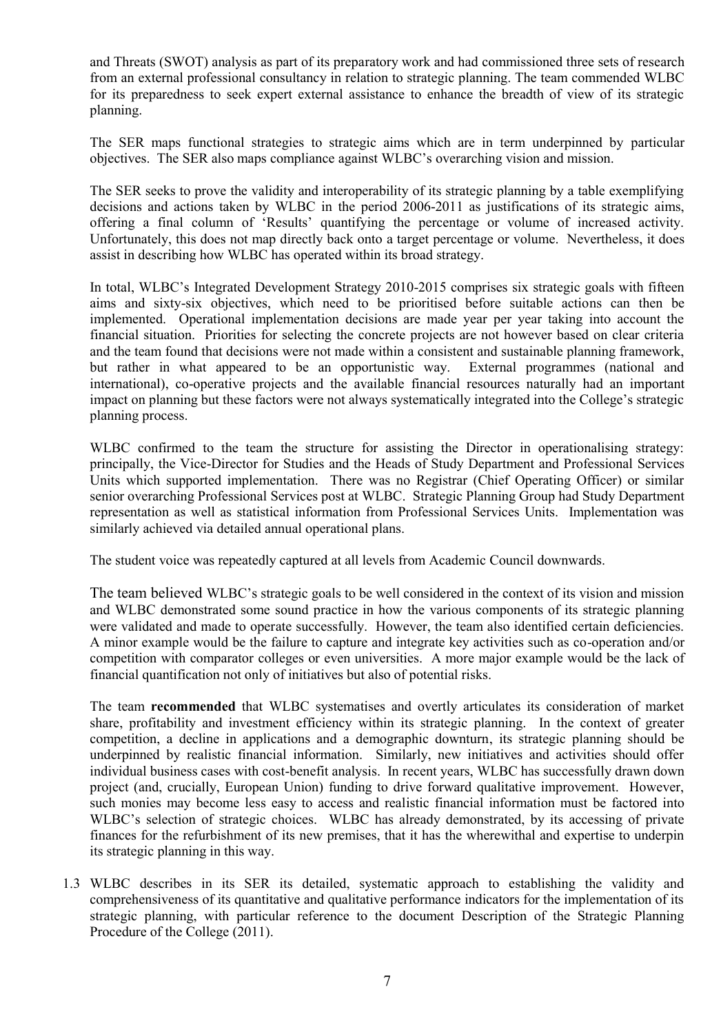and Threats (SWOT) analysis as part of its preparatory work and had commissioned three sets of research from an external professional consultancy in relation to strategic planning. The team commended WLBC for its preparedness to seek expert external assistance to enhance the breadth of view of its strategic planning.

The SER maps functional strategies to strategic aims which are in term underpinned by particular objectives. The SER also maps compliance against WLBC's overarching vision and mission.

The SER seeks to prove the validity and interoperability of its strategic planning by a table exemplifying decisions and actions taken by WLBC in the period 2006-2011 as justifications of its strategic aims, offering a final column of 'Results' quantifying the percentage or volume of increased activity. Unfortunately, this does not map directly back onto a target percentage or volume. Nevertheless, it does assist in describing how WLBC has operated within its broad strategy.

In total, WLBC's Integrated Development Strategy 2010-2015 comprises six strategic goals with fifteen aims and sixty-six objectives, which need to be prioritised before suitable actions can then be implemented. Operational implementation decisions are made year per year taking into account the financial situation. Priorities for selecting the concrete projects are not however based on clear criteria and the team found that decisions were not made within a consistent and sustainable planning framework, but rather in what appeared to be an opportunistic way. External programmes (national and international), co-operative projects and the available financial resources naturally had an important impact on planning but these factors were not always systematically integrated into the College's strategic planning process.

WLBC confirmed to the team the structure for assisting the Director in operationalising strategy: principally, the Vice-Director for Studies and the Heads of Study Department and Professional Services Units which supported implementation. There was no Registrar (Chief Operating Officer) or similar senior overarching Professional Services post at WLBC. Strategic Planning Group had Study Department representation as well as statistical information from Professional Services Units. Implementation was similarly achieved via detailed annual operational plans.

The student voice was repeatedly captured at all levels from Academic Council downwards.

The team believed WLBC's strategic goals to be well considered in the context of its vision and mission and WLBC demonstrated some sound practice in how the various components of its strategic planning were validated and made to operate successfully. However, the team also identified certain deficiencies. A minor example would be the failure to capture and integrate key activities such as co-operation and/or competition with comparator colleges or even universities. A more major example would be the lack of financial quantification not only of initiatives but also of potential risks.

The team **recommended** that WLBC systematises and overtly articulates its consideration of market share, profitability and investment efficiency within its strategic planning. In the context of greater competition, a decline in applications and a demographic downturn, its strategic planning should be underpinned by realistic financial information. Similarly, new initiatives and activities should offer individual business cases with cost-benefit analysis. In recent years, WLBC has successfully drawn down project (and, crucially, European Union) funding to drive forward qualitative improvement. However, such monies may become less easy to access and realistic financial information must be factored into WLBC's selection of strategic choices. WLBC has already demonstrated, by its accessing of private finances for the refurbishment of its new premises, that it has the wherewithal and expertise to underpin its strategic planning in this way.

1.3 WLBC describes in its SER its detailed, systematic approach to establishing the validity and comprehensiveness of its quantitative and qualitative performance indicators for the implementation of its strategic planning, with particular reference to the document Description of the Strategic Planning Procedure of the College (2011).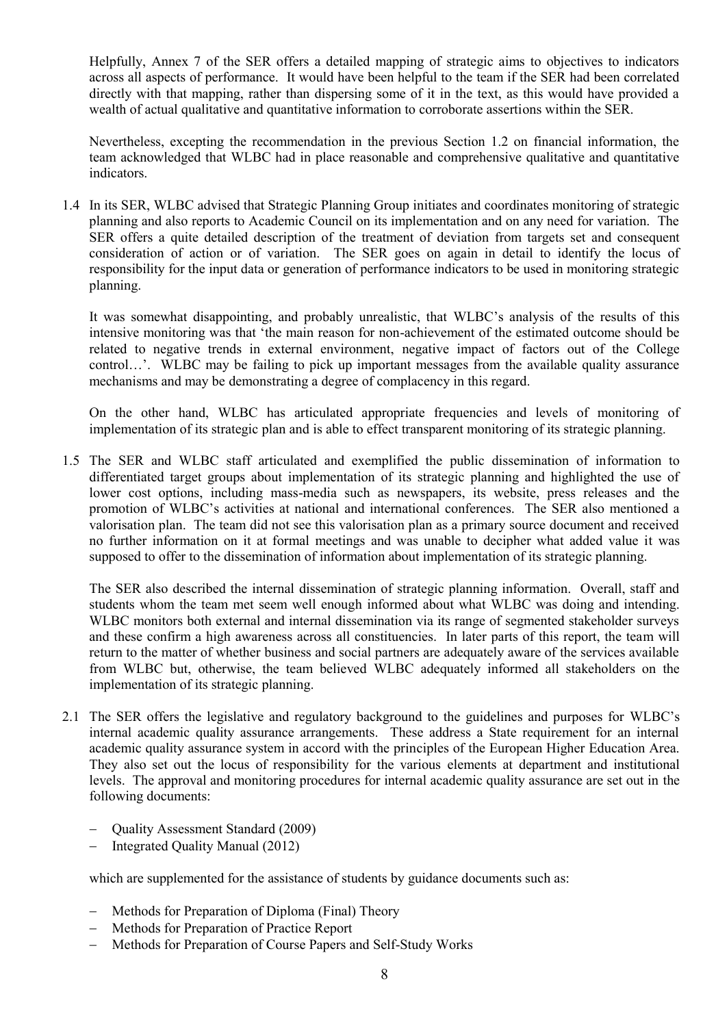Helpfully, Annex 7 of the SER offers a detailed mapping of strategic aims to objectives to indicators across all aspects of performance. It would have been helpful to the team if the SER had been correlated directly with that mapping, rather than dispersing some of it in the text, as this would have provided a wealth of actual qualitative and quantitative information to corroborate assertions within the SER.

Nevertheless, excepting the recommendation in the previous Section 1.2 on financial information, the team acknowledged that WLBC had in place reasonable and comprehensive qualitative and quantitative indicators.

1.4 In its SER, WLBC advised that Strategic Planning Group initiates and coordinates monitoring of strategic planning and also reports to Academic Council on its implementation and on any need for variation. The SER offers a quite detailed description of the treatment of deviation from targets set and consequent consideration of action or of variation. The SER goes on again in detail to identify the locus of responsibility for the input data or generation of performance indicators to be used in monitoring strategic planning.

It was somewhat disappointing, and probably unrealistic, that WLBC's analysis of the results of this intensive monitoring was that 'the main reason for non-achievement of the estimated outcome should be related to negative trends in external environment, negative impact of factors out of the College control…'. WLBC may be failing to pick up important messages from the available quality assurance mechanisms and may be demonstrating a degree of complacency in this regard.

On the other hand, WLBC has articulated appropriate frequencies and levels of monitoring of implementation of its strategic plan and is able to effect transparent monitoring of its strategic planning.

1.5 The SER and WLBC staff articulated and exemplified the public dissemination of information to differentiated target groups about implementation of its strategic planning and highlighted the use of lower cost options, including mass-media such as newspapers, its website, press releases and the promotion of WLBC's activities at national and international conferences. The SER also mentioned a valorisation plan. The team did not see this valorisation plan as a primary source document and received no further information on it at formal meetings and was unable to decipher what added value it was supposed to offer to the dissemination of information about implementation of its strategic planning.

The SER also described the internal dissemination of strategic planning information. Overall, staff and students whom the team met seem well enough informed about what WLBC was doing and intending. WLBC monitors both external and internal dissemination via its range of segmented stakeholder surveys and these confirm a high awareness across all constituencies. In later parts of this report, the team will return to the matter of whether business and social partners are adequately aware of the services available from WLBC but, otherwise, the team believed WLBC adequately informed all stakeholders on the implementation of its strategic planning.

2.1 The SER offers the legislative and regulatory background to the guidelines and purposes for WLBC's internal academic quality assurance arrangements. These address a State requirement for an internal academic quality assurance system in accord with the principles of the European Higher Education Area. They also set out the locus of responsibility for the various elements at department and institutional levels. The approval and monitoring procedures for internal academic quality assurance are set out in the following documents:

- Quality Assessment Standard (2009)
- Integrated Quality Manual (2012)

which are supplemented for the assistance of students by guidance documents such as:

- Methods for Preparation of Diploma (Final) Theory
- Methods for Preparation of Practice Report
- Methods for Preparation of Course Papers and Self-Study Works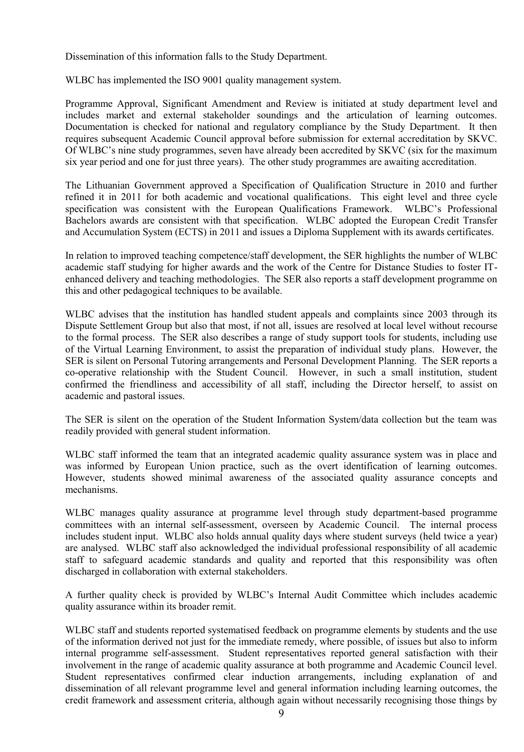Dissemination of this information falls to the Study Department.

WLBC has implemented the ISO 9001 quality management system.

Programme Approval, Significant Amendment and Review is initiated at study department level and includes market and external stakeholder soundings and the articulation of learning outcomes. Documentation is checked for national and regulatory compliance by the Study Department. It then requires subsequent Academic Council approval before submission for external accreditation by SKVC. Of WLBC's nine study programmes, seven have already been accredited by SKVC (six for the maximum six year period and one for just three years). The other study programmes are awaiting accreditation.

The Lithuanian Government approved a Specification of Qualification Structure in 2010 and further refined it in 2011 for both academic and vocational qualifications. This eight level and three cycle specification was consistent with the European Qualifications Framework. WLBC's Professional Bachelors awards are consistent with that specification. WLBC adopted the European Credit Transfer and Accumulation System (ECTS) in 2011 and issues a Diploma Supplement with its awards certificates.

In relation to improved teaching competence/staff development, the SER highlights the number of WLBC academic staff studying for higher awards and the work of the Centre for Distance Studies to foster IT-enhanced delivery and teaching methodologies. The SER also reports a staff development programme on this and other pedagogical techniques to be available.

WLBC advises that the institution has handled student appeals and complaints since 2003 through its Dispute Settlement Group but also that most, if not all, issues are resolved at local level without recourse to the formal process. The SER also describes a range of study support tools for students, including use of the Virtual Learning Environment, to assist the preparation of individual study plans. However, the SER is silent on Personal Tutoring arrangements and Personal Development Planning. The SER reports a co-operative relationship with the Student Council. However, in such a small institution, student confirmed the friendliness and accessibility of all staff, including the Director herself, to assist on academic and pastoral issues.

The SER is silent on the operation of the Student Information System/data collection but the team was readily provided with general student information.

WLBC staff informed the team that an integrated academic quality assurance system was in place and was informed by European Union practice, such as the overt identification of learning outcomes. However, students showed minimal awareness of the associated quality assurance concepts and mechanisms.

WLBC manages quality assurance at programme level through study department-based programme committees with an internal self-assessment, overseen by Academic Council. The internal process includes student input. WLBC also holds annual quality days where student surveys (held twice a year) are analysed. WLBC staff also acknowledged the individual professional responsibility of all academic staff to safeguard academic standards and quality and reported that this responsibility was often discharged in collaboration with external stakeholders.

A further quality check is provided by WLBC's Internal Audit Committee which includes academic quality assurance within its broader remit.

WLBC staff and students reported systematised feedback on programme elements by students and the use of the information derived not just for the immediate remedy, where possible, of issues but also to inform internal programme self-assessment. Student representatives reported general satisfaction with their involvement in the range of academic quality assurance at both programme and Academic Council level. Student representatives confirmed clear induction arrangements, including explanation of and dissemination of all relevant programme level and general information including learning outcomes, the credit framework and assessment criteria, although again without necessarily recognising those things by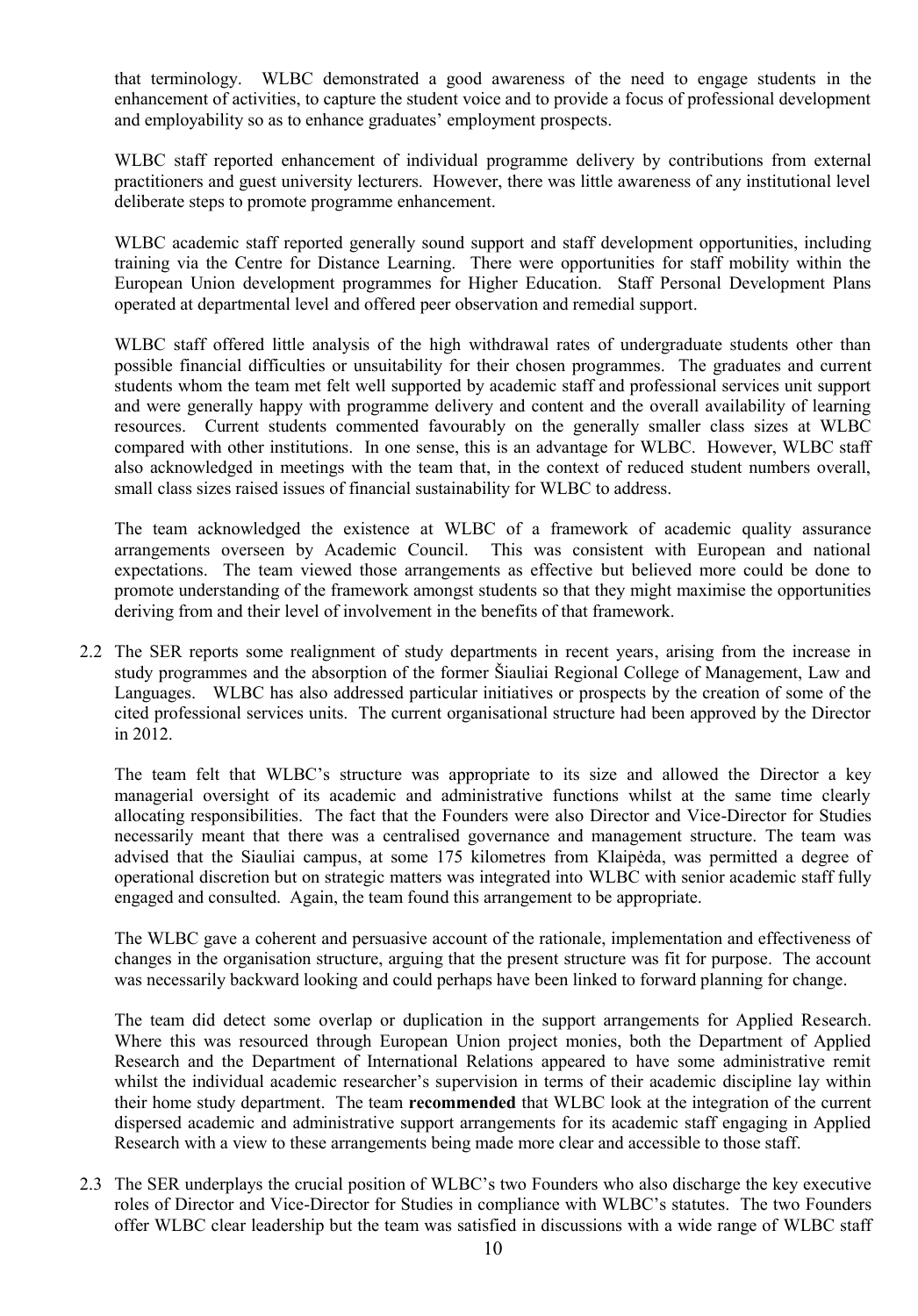that terminology. WLBC demonstrated a good awareness of the need to engage students in the enhancement of activities, to capture the student voice and to provide a focus of professional development and employability so as to enhance graduates' employment prospects.

WLBC staff reported enhancement of individual programme delivery by contributions from external practitioners and guest university lecturers. However, there was little awareness of any institutional level deliberate steps to promote programme enhancement.

WLBC academic staff reported generally sound support and staff development opportunities, including training via the Centre for Distance Learning. There were opportunities for staff mobility within the European Union development programmes for Higher Education. Staff Personal Development Plans operated at departmental level and offered peer observation and remedial support.

WLBC staff offered little analysis of the high withdrawal rates of undergraduate students other than possible financial difficulties or unsuitability for their chosen programmes. The graduates and current students whom the team met felt well supported by academic staff and professional services unit support and were generally happy with programme delivery and content and the overall availability of learning resources. Current students commented favourably on the generally smaller class sizes at WLBC compared with other institutions. In one sense, this is an advantage for WLBC. However, WLBC staff also acknowledged in meetings with the team that, in the context of reduced student numbers overall, small class sizes raised issues of financial sustainability for WLBC to address.

The team acknowledged the existence at WLBC of a framework of academic quality assurance arrangements overseen by Academic Council. This was consistent with European and national expectations. The team viewed those arrangements as effective but believed more could be done to promote understanding of the framework amongst students so that they might maximise the opportunities deriving from and their level of involvement in the benefits of that framework.

2.2 The SER reports some realignment of study departments in recent years, arising from the increase in study programmes and the absorption of the former Šiauliai Regional College of Management, Law and Languages. WLBC has also addressed particular initiatives or prospects by the creation of some of the cited professional services units. The current organisational structure had been approved by the Director in 2012.

The team felt that WLBC's structure was appropriate to its size and allowed the Director a key managerial oversight of its academic and administrative functions whilst at the same time clearly allocating responsibilities. The fact that the Founders were also Director and Vice-Director for Studies necessarily meant that there was a centralised governance and management structure. The team was advised that the Siauliai campus, at some 175 kilometres from Klaipėda, was permitted a degree of operational discretion but on strategic matters was integrated into WLBC with senior academic staff fully engaged and consulted. Again, the team found this arrangement to be appropriate.

The WLBC gave a coherent and persuasive account of the rationale, implementation and effectiveness of changes in the organisation structure, arguing that the present structure was fit for purpose. The account was necessarily backward looking and could perhaps have been linked to forward planning for change.

The team did detect some overlap or duplication in the support arrangements for Applied Research. Where this was resourced through European Union project monies, both the Department of Applied Research and the Department of International Relations appeared to have some administrative remit whilst the individual academic researcher's supervision in terms of their academic discipline lay within their home study department. The team **recommended** that WLBC look at the integration of the current dispersed academic and administrative support arrangements for its academic staff engaging in Applied Research with a view to these arrangements being made more clear and accessible to those staff.

2.3 The SER underplays the crucial position of WLBC's two Founders who also discharge the key executive roles of Director and Vice-Director for Studies in compliance with WLBC's statutes. The two Founders offer WLBC clear leadership but the team was satisfied in discussions with a wide range of WLBC staff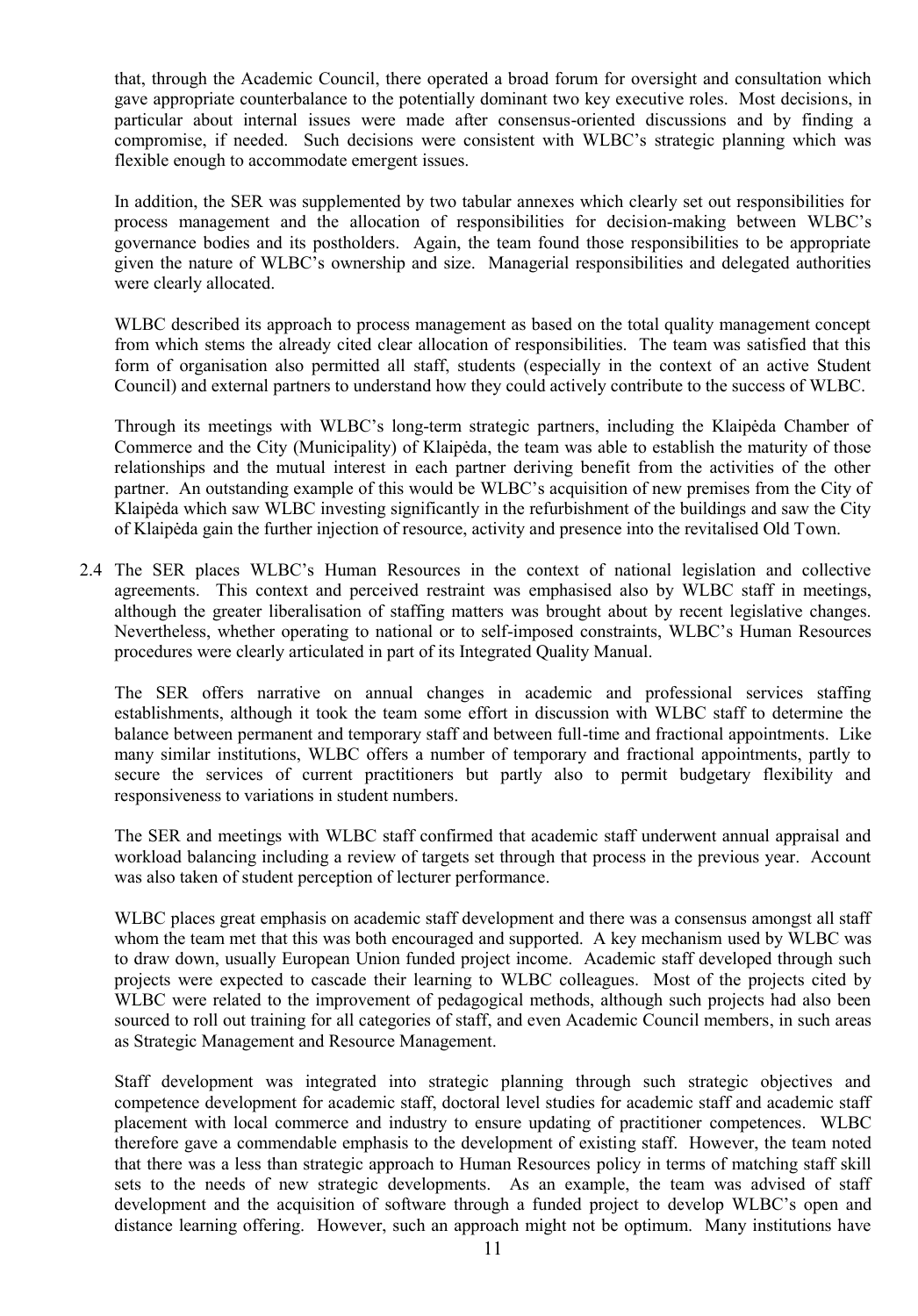that, through the Academic Council, there operated a broad forum for oversight and consultation which gave appropriate counterbalance to the potentially dominant two key executive roles. Most decisions, in particular about internal issues were made after consensus-oriented discussions and by finding a compromise, if needed. Such decisions were consistent with WLBC's strategic planning which was flexible enough to accommodate emergent issues.

In addition, the SER was supplemented by two tabular annexes which clearly set out responsibilities for process management and the allocation of responsibilities for decision-making between WLBC's governance bodies and its postholders. Again, the team found those responsibilities to be appropriate given the nature of WLBC's ownership and size. Managerial responsibilities and delegated authorities were clearly allocated.

WLBC described its approach to process management as based on the total quality management concept from which stems the already cited clear allocation of responsibilities. The team was satisfied that this form of organisation also permitted all staff, students (especially in the context of an active Student Council) and external partners to understand how they could actively contribute to the success of WLBC.

Through its meetings with WLBC's long-term strategic partners, including the Klaipėda Chamber of Commerce and the City (Municipality) of Klaipėda, the team was able to establish the maturity of those relationships and the mutual interest in each partner deriving benefit from the activities of the other partner. An outstanding example of this would be WLBC's acquisition of new premises from the City of Klaipėda which saw WLBC investing significantly in the refurbishment of the buildings and saw the City of Klaipėda gain the further injection of resource, activity and presence into the revitalised Old Town.

2.4 The SER places WLBC's Human Resources in the context of national legislation and collective agreements. This context and perceived restraint was emphasised also by WLBC staff in meetings, although the greater liberalisation of staffing matters was brought about by recent legislative changes. Nevertheless, whether operating to national or to self-imposed constraints, WLBC's Human Resources procedures were clearly articulated in part of its Integrated Quality Manual.

The SER offers narrative on annual changes in academic and professional services staffing establishments, although it took the team some effort in discussion with WLBC staff to determine the balance between permanent and temporary staff and between full-time and fractional appointments. Like many similar institutions, WLBC offers a number of temporary and fractional appointments, partly to secure the services of current practitioners but partly also to permit budgetary flexibility and responsiveness to variations in student numbers.

The SER and meetings with WLBC staff confirmed that academic staff underwent annual appraisal and workload balancing including a review of targets set through that process in the previous year. Account was also taken of student perception of lecturer performance.

WLBC places great emphasis on academic staff development and there was a consensus amongst all staff whom the team met that this was both encouraged and supported. A key mechanism used by WLBC was to draw down, usually European Union funded project income. Academic staff developed through such projects were expected to cascade their learning to WLBC colleagues. Most of the projects cited by WLBC were related to the improvement of pedagogical methods, although such projects had also been sourced to roll out training for all categories of staff, and even Academic Council members, in such areas as Strategic Management and Resource Management.

Staff development was integrated into strategic planning through such strategic objectives and competence development for academic staff, doctoral level studies for academic staff and academic staff placement with local commerce and industry to ensure updating of practitioner competences. WLBC therefore gave a commendable emphasis to the development of existing staff. However, the team noted that there was a less than strategic approach to Human Resources policy in terms of matching staff skill sets to the needs of new strategic developments. As an example, the team was advised of staff development and the acquisition of software through a funded project to develop WLBC's open and distance learning offering. However, such an approach might not be optimum. Many institutions have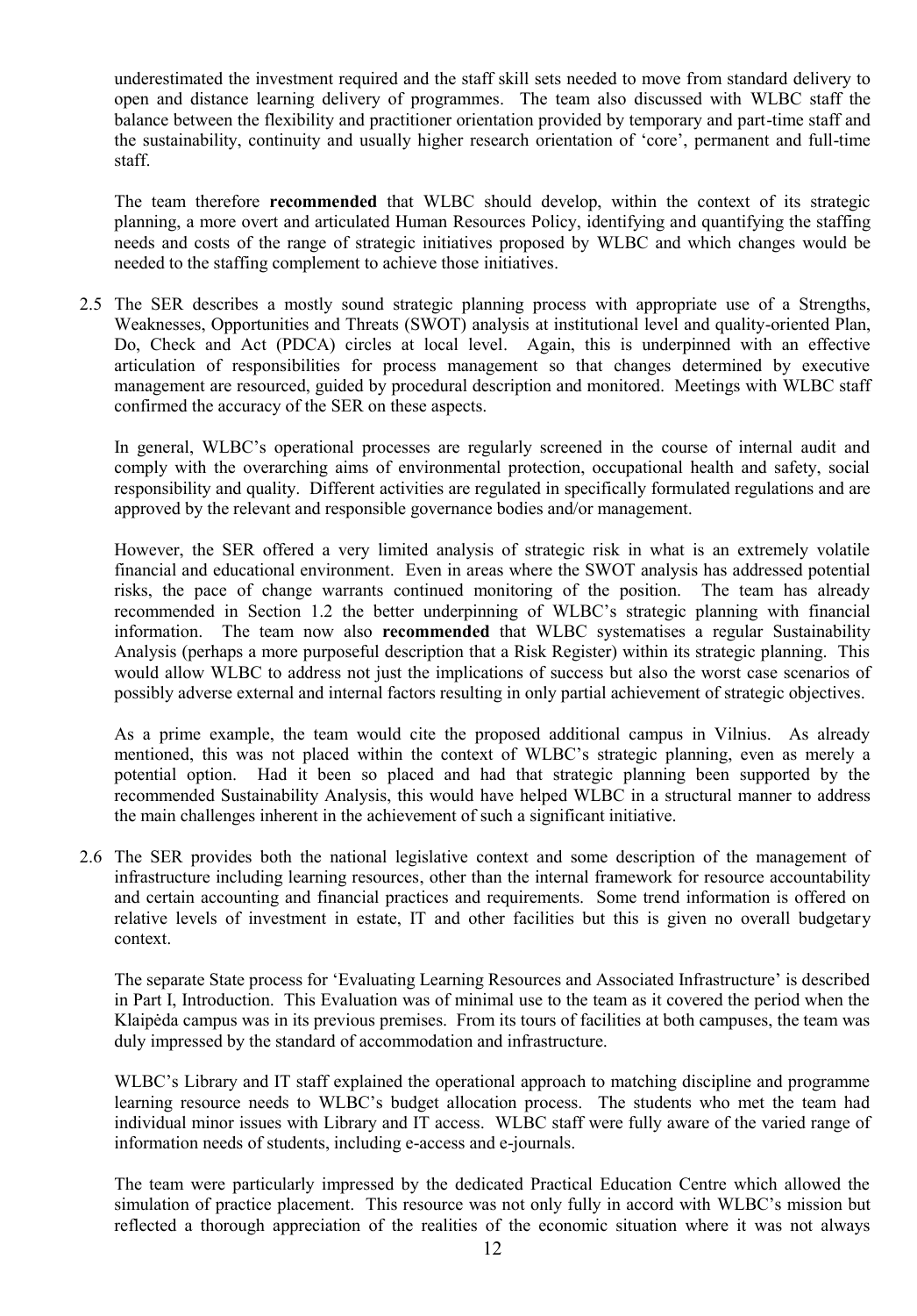underestimated the investment required and the staff skill sets needed to move from standard delivery to open and distance learning delivery of programmes. The team also discussed with WLBC staff the balance between the flexibility and practitioner orientation provided by temporary and part-time staff and the sustainability, continuity and usually higher research orientation of 'core', permanent and full-time staff.

The team therefore **recommended** that WLBC should develop, within the context of its strategic planning, a more overt and articulated Human Resources Policy, identifying and quantifying the staffing needs and costs of the range of strategic initiatives proposed by WLBC and which changes would be needed to the staffing complement to achieve those initiatives.

2.5 The SER describes a mostly sound strategic planning process with appropriate use of a Strengths, Weaknesses, Opportunities and Threats (SWOT) analysis at institutional level and quality-oriented Plan, Do, Check and Act (PDCA) circles at local level. Again, this is underpinned with an effective articulation of responsibilities for process management so that changes determined by executive management are resourced, guided by procedural description and monitored. Meetings with WLBC staff confirmed the accuracy of the SER on these aspects.

In general, WLBC's operational processes are regularly screened in the course of internal audit and comply with the overarching aims of environmental protection, occupational health and safety, social responsibility and quality. Different activities are regulated in specifically formulated regulations and are approved by the relevant and responsible governance bodies and/or management.

However, the SER offered a very limited analysis of strategic risk in what is an extremely volatile financial and educational environment. Even in areas where the SWOT analysis has addressed potential risks, the pace of change warrants continued monitoring of the position. The team has already recommended in Section 1.2 the better underpinning of WLBC's strategic planning with financial information. The team now also **recommended** that WLBC systematises a regular Sustainability Analysis (perhaps a more purposeful description that a Risk Register) within its strategic planning. This would allow WLBC to address not just the implications of success but also the worst case scenarios of possibly adverse external and internal factors resulting in only partial achievement of strategic objectives.

As a prime example, the team would cite the proposed additional campus in Vilnius. As already mentioned, this was not placed within the context of WLBC's strategic planning, even as merely a potential option. Had it been so placed and had that strategic planning been supported by the recommended Sustainability Analysis, this would have helped WLBC in a structural manner to address the main challenges inherent in the achievement of such a significant initiative.

2.6 The SER provides both the national legislative context and some description of the management of infrastructure including learning resources, other than the internal framework for resource accountability and certain accounting and financial practices and requirements. Some trend information is offered on relative levels of investment in estate, IT and other facilities but this is given no overall budgetary context.

The separate State process for 'Evaluating Learning Resources and Associated Infrastructure' is described in Part I, Introduction. This Evaluation was of minimal use to the team as it covered the period when the Klaipėda campus was in its previous premises. From its tours of facilities at both campuses, the team was duly impressed by the standard of accommodation and infrastructure.

WLBC's Library and IT staff explained the operational approach to matching discipline and programme learning resource needs to WLBC's budget allocation process. The students who met the team had individual minor issues with Library and IT access. WLBC staff were fully aware of the varied range of information needs of students, including e-access and e-journals.

The team were particularly impressed by the dedicated Practical Education Centre which allowed the simulation of practice placement. This resource was not only fully in accord with WLBC's mission but reflected a thorough appreciation of the realities of the economic situation where it was not always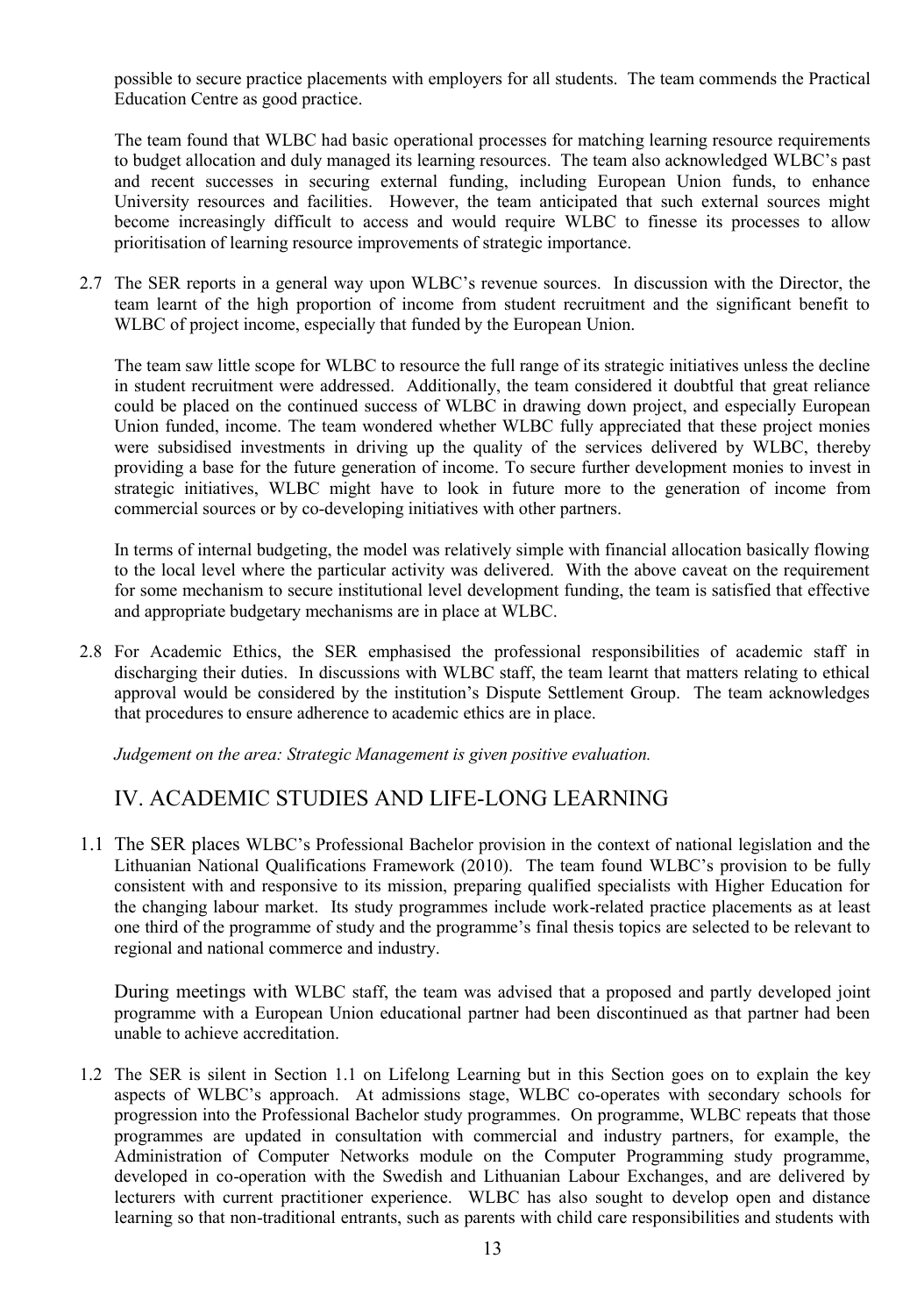possible to secure practice placements with employers for all students. The team commends the Practical Education Centre as good practice.

The team found that WLBC had basic operational processes for matching learning resource requirements to budget allocation and duly managed its learning resources. The team also acknowledged WLBC's past and recent successes in securing external funding, including European Union funds, to enhance University resources and facilities. However, the team anticipated that such external sources might become increasingly difficult to access and would require WLBC to finesse its processes to allow prioritisation of learning resource improvements of strategic importance.

2.7 The SER reports in a general way upon WLBC's revenue sources. In discussion with the Director, the team learnt of the high proportion of income from student recruitment and the significant benefit to WLBC of project income, especially that funded by the European Union.

The team saw little scope for WLBC to resource the full range of its strategic initiatives unless the decline in student recruitment were addressed. Additionally, the team considered it doubtful that great reliance could be placed on the continued success of WLBC in drawing down project, and especially European Union funded, income. The team wondered whether WLBC fully appreciated that these project monies were subsidised investments in driving up the quality of the services delivered by WLBC, thereby providing a base for the future generation of income. To secure further development monies to invest in strategic initiatives, WLBC might have to look in future more to the generation of income from commercial sources or by co-developing initiatives with other partners.

In terms of internal budgeting, the model was relatively simple with financial allocation basically flowing to the local level where the particular activity was delivered. With the above caveat on the requirement for some mechanism to secure institutional level development funding, the team is satisfied that effective and appropriate budgetary mechanisms are in place at WLBC.

2.8 For Academic Ethics, the SER emphasised the professional responsibilities of academic staff in discharging their duties. In discussions with WLBC staff, the team learnt that matters relating to ethical approval would be considered by the institution's Dispute Settlement Group. The team acknowledges that procedures to ensure adherence to academic ethics are in place.

*Judgement on the area: Strategic Management is given positive evaluation.*

## IV. ACADEMIC STUDIES AND LIFE-LONG LEARNING

1.1 The SER places WLBC's Professional Bachelor provision in the context of national legislation and the Lithuanian National Qualifications Framework (2010). The team found WLBC's provision to be fully consistent with and responsive to its mission, preparing qualified specialists with Higher Education for the changing labour market. Its study programmes include work-related practice placements as at least one third of the programme of study and the programme's final thesis topics are selected to be relevant to regional and national commerce and industry.

During meetings with WLBC staff, the team was advised that a proposed and partly developed joint programme with a European Union educational partner had been discontinued as that partner had been unable to achieve accreditation.

1.2 The SER is silent in Section 1.1 on Lifelong Learning but in this Section goes on to explain the key aspects of WLBC's approach. At admissions stage, WLBC co-operates with secondary schools for progression into the Professional Bachelor study programmes. On programme, WLBC repeats that those programmes are updated in consultation with commercial and industry partners, for example, the Administration of Computer Networks module on the Computer Programming study programme, developed in co-operation with the Swedish and Lithuanian Labour Exchanges, and are delivered by lecturers with current practitioner experience. WLBC has also sought to develop open and distance learning so that non-traditional entrants, such as parents with child care responsibilities and students with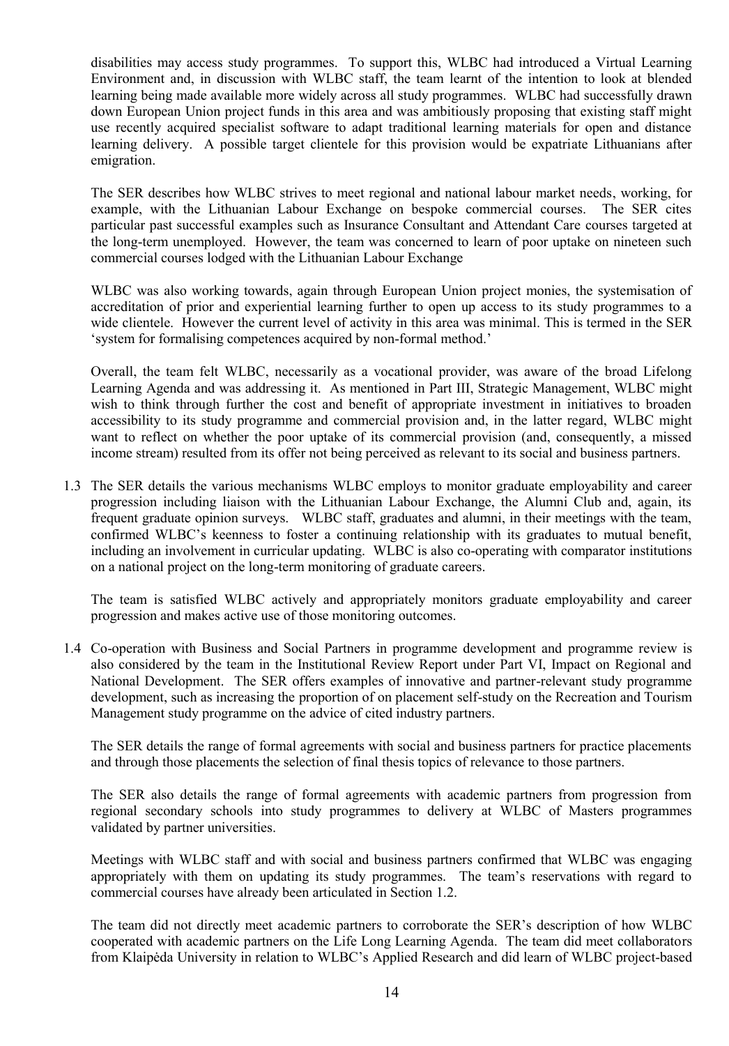disabilities may access study programmes. To support this, WLBC had introduced a Virtual Learning Environment and, in discussion with WLBC staff, the team learnt of the intention to look at blended learning being made available more widely across all study programmes. WLBC had successfully drawn down European Union project funds in this area and was ambitiously proposing that existing staff might use recently acquired specialist software to adapt traditional learning materials for open and distance learning delivery. A possible target clientele for this provision would be expatriate Lithuanians after emigration.

The SER describes how WLBC strives to meet regional and national labour market needs, working, for example, with the Lithuanian Labour Exchange on bespoke commercial courses. The SER cites particular past successful examples such as Insurance Consultant and Attendant Care courses targeted at the long-term unemployed. However, the team was concerned to learn of poor uptake on nineteen such commercial courses lodged with the Lithuanian Labour Exchange

WLBC was also working towards, again through European Union project monies, the systemisation of accreditation of prior and experiential learning further to open up access to its study programmes to a wide clientele. However the current level of activity in this area was minimal. This is termed in the SER 'system for formalising competences acquired by non-formal method.'

Overall, the team felt WLBC, necessarily as a vocational provider, was aware of the broad Lifelong Learning Agenda and was addressing it. As mentioned in Part III, Strategic Management, WLBC might wish to think through further the cost and benefit of appropriate investment in initiatives to broaden accessibility to its study programme and commercial provision and, in the latter regard, WLBC might want to reflect on whether the poor uptake of its commercial provision (and, consequently, a missed income stream) resulted from its offer not being perceived as relevant to its social and business partners.

1.3 The SER details the various mechanisms WLBC employs to monitor graduate employability and career progression including liaison with the Lithuanian Labour Exchange, the Alumni Club and, again, its frequent graduate opinion surveys. WLBC staff, graduates and alumni, in their meetings with the team, confirmed WLBC's keenness to foster a continuing relationship with its graduates to mutual benefit, including an involvement in curricular updating. WLBC is also co-operating with comparator institutions on a national project on the long-term monitoring of graduate careers.

The team is satisfied WLBC actively and appropriately monitors graduate employability and career progression and makes active use of those monitoring outcomes.

1.4 Co-operation with Business and Social Partners in programme development and programme review is also considered by the team in the Institutional Review Report under Part VI, Impact on Regional and National Development. The SER offers examples of innovative and partner-relevant study programme development, such as increasing the proportion of on placement self-study on the Recreation and Tourism Management study programme on the advice of cited industry partners.

The SER details the range of formal agreements with social and business partners for practice placements and through those placements the selection of final thesis topics of relevance to those partners.

The SER also details the range of formal agreements with academic partners from progression from regional secondary schools into study programmes to delivery at WLBC of Masters programmes validated by partner universities.

Meetings with WLBC staff and with social and business partners confirmed that WLBC was engaging appropriately with them on updating its study programmes. The team's reservations with regard to commercial courses have already been articulated in Section 1.2.

The team did not directly meet academic partners to corroborate the SER's description of how WLBC cooperated with academic partners on the Life Long Learning Agenda. The team did meet collaborators from Klaipėda University in relation to WLBC's Applied Research and did learn of WLBC project-based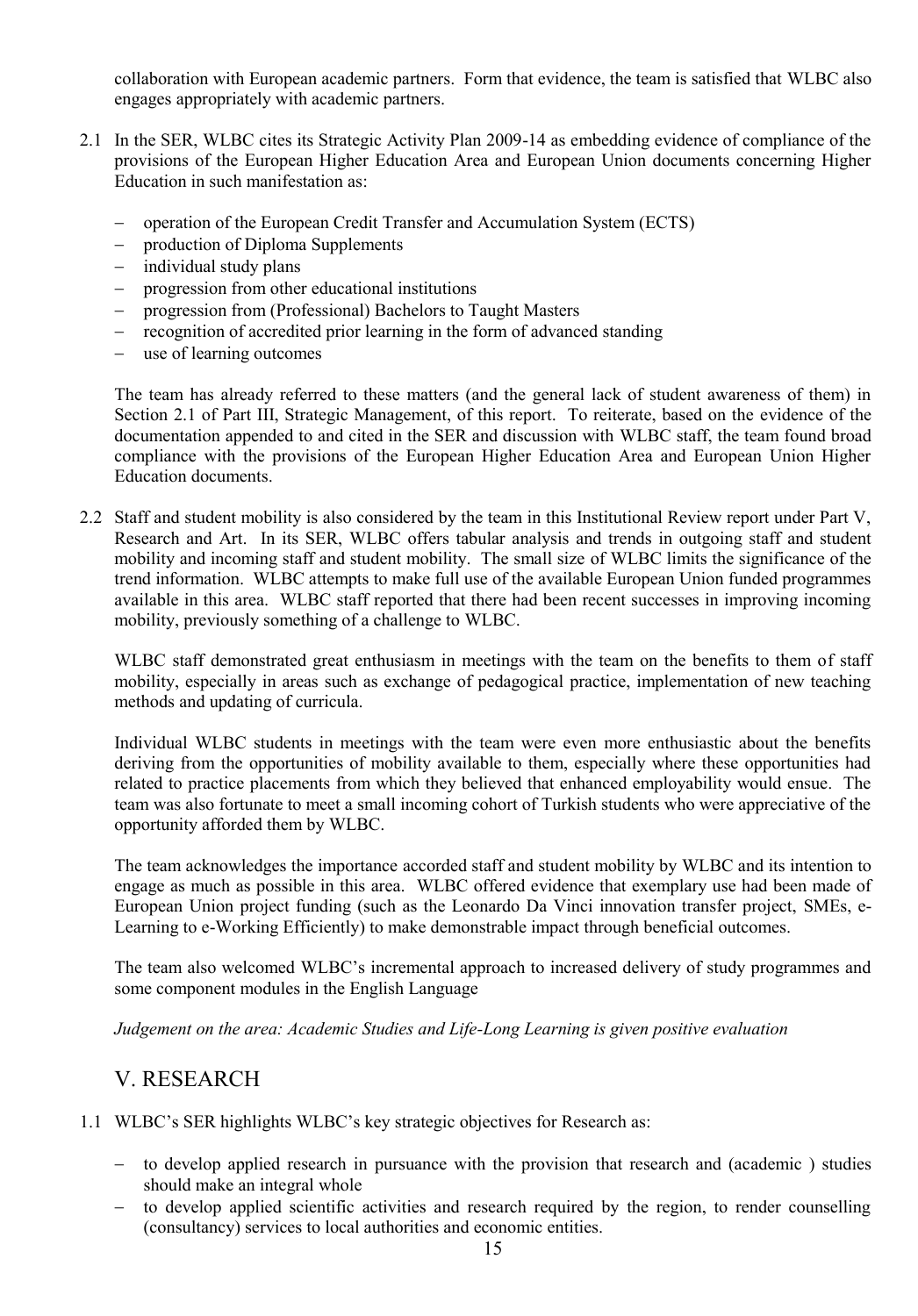collaboration with European academic partners. Form that evidence, the team is satisfied that WLBC also engages appropriately with academic partners.

2.1 In the SER, WLBC cites its Strategic Activity Plan 2009-14 as embedding evidence of compliance of the provisions of the European Higher Education Area and European Union documents concerning Higher Education in such manifestation as:

- operation of the European Credit Transfer and Accumulation System (ECTS)
- production of Diploma Supplements
- individual study plans
- progression from other educational institutions
- progression from (Professional) Bachelors to Taught Masters
- recognition of accredited prior learning in the form of advanced standing
- use of learning outcomes

The team has already referred to these matters (and the general lack of student awareness of them) in Section 2.1 of Part III, Strategic Management, of this report. To reiterate, based on the evidence of the documentation appended to and cited in the SER and discussion with WLBC staff, the team found broad compliance with the provisions of the European Higher Education Area and European Union Higher Education documents.

2.2 Staff and student mobility is also considered by the team in this Institutional Review report under Part V, Research and Art. In its SER, WLBC offers tabular analysis and trends in outgoing staff and student mobility and incoming staff and student mobility. The small size of WLBC limits the significance of the trend information. WLBC attempts to make full use of the available European Union funded programmes available in this area. WLBC staff reported that there had been recent successes in improving incoming mobility, previously something of a challenge to WLBC.

WLBC staff demonstrated great enthusiasm in meetings with the team on the benefits to them of staff mobility, especially in areas such as exchange of pedagogical practice, implementation of new teaching methods and updating of curricula.

Individual WLBC students in meetings with the team were even more enthusiastic about the benefits deriving from the opportunities of mobility available to them, especially where these opportunities had related to practice placements from which they believed that enhanced employability would ensue. The team was also fortunate to meet a small incoming cohort of Turkish students who were appreciative of the opportunity afforded them by WLBC.

The team acknowledges the importance accorded staff and student mobility by WLBC and its intention to engage as much as possible in this area. WLBC offered evidence that exemplary use had been made of European Union project funding (such as the Leonardo Da Vinci innovation transfer project, SMEs, e-Learning to e-Working Efficiently) to make demonstrable impact through beneficial outcomes.

The team also welcomed WLBC's incremental approach to increased delivery of study programmes and some component modules in the English Language

*Judgement on the area: Academic Studies and Life-Long Learning is given positive evaluation*

## V. RESEARCH

1.1 WLBC's SER highlights WLBC's key strategic objectives for Research as:

- to develop applied research in pursuance with the provision that research and (academic ) studies should make an integral whole
- to develop applied scientific activities and research required by the region, to render counselling (consultancy) services to local authorities and economic entities.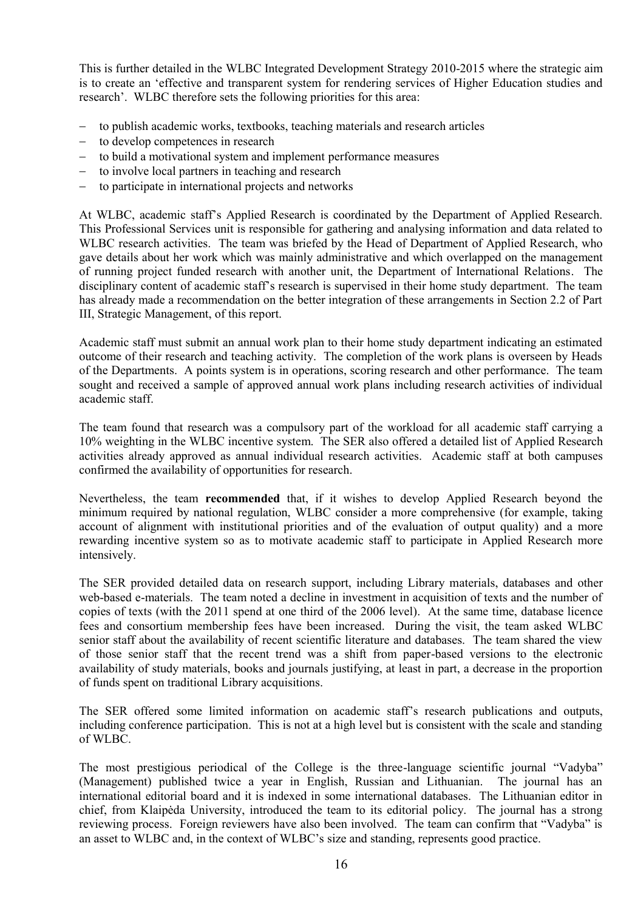This is further detailed in the WLBC Integrated Development Strategy 2010-2015 where the strategic aim is to create an 'effective and transparent system for rendering services of Higher Education studies and research'. WLBC therefore sets the following priorities for this area:

- to publish academic works, textbooks, teaching materials and research articles
- to develop competences in research
- to build a motivational system and implement performance measures
- to involve local partners in teaching and research
- to participate in international projects and networks

At WLBC, academic staff's Applied Research is coordinated by the Department of Applied Research. This Professional Services unit is responsible for gathering and analysing information and data related to WLBC research activities. The team was briefed by the Head of Department of Applied Research, who gave details about her work which was mainly administrative and which overlapped on the management of running project funded research with another unit, the Department of International Relations. The disciplinary content of academic staff's research is supervised in their home study department. The team has already made a recommendation on the better integration of these arrangements in Section 2.2 of Part III, Strategic Management, of this report.

Academic staff must submit an annual work plan to their home study department indicating an estimated outcome of their research and teaching activity. The completion of the work plans is overseen by Heads of the Departments. A points system is in operations, scoring research and other performance. The team sought and received a sample of approved annual work plans including research activities of individual academic staff.

The team found that research was a compulsory part of the workload for all academic staff carrying a 10% weighting in the WLBC incentive system. The SER also offered a detailed list of Applied Research activities already approved as annual individual research activities. Academic staff at both campuses confirmed the availability of opportunities for research.

Nevertheless, the team **recommended** that, if it wishes to develop Applied Research beyond the minimum required by national regulation, WLBC consider a more comprehensive (for example, taking account of alignment with institutional priorities and of the evaluation of output quality) and a more rewarding incentive system so as to motivate academic staff to participate in Applied Research more intensively.

The SER provided detailed data on research support, including Library materials, databases and other web-based e-materials. The team noted a decline in investment in acquisition of texts and the number of copies of texts (with the 2011 spend at one third of the 2006 level). At the same time, database licence fees and consortium membership fees have been increased. During the visit, the team asked WLBC senior staff about the availability of recent scientific literature and databases. The team shared the view of those senior staff that the recent trend was a shift from paper-based versions to the electronic availability of study materials, books and journals justifying, at least in part, a decrease in the proportion of funds spent on traditional Library acquisitions.

The SER offered some limited information on academic staff's research publications and outputs, including conference participation. This is not at a high level but is consistent with the scale and standing of WLBC.

The most prestigious periodical of the College is the three-language scientific journal "Vadyba" (Management) published twice a year in English, Russian and Lithuanian. The journal has an international editorial board and it is indexed in some international databases. The Lithuanian editor in chief, from Klaipėda University, introduced the team to its editorial policy. The journal has a strong reviewing process. Foreign reviewers have also been involved. The team can confirm that "Vadyba" is an asset to WLBC and, in the context of WLBC's size and standing, represents good practice.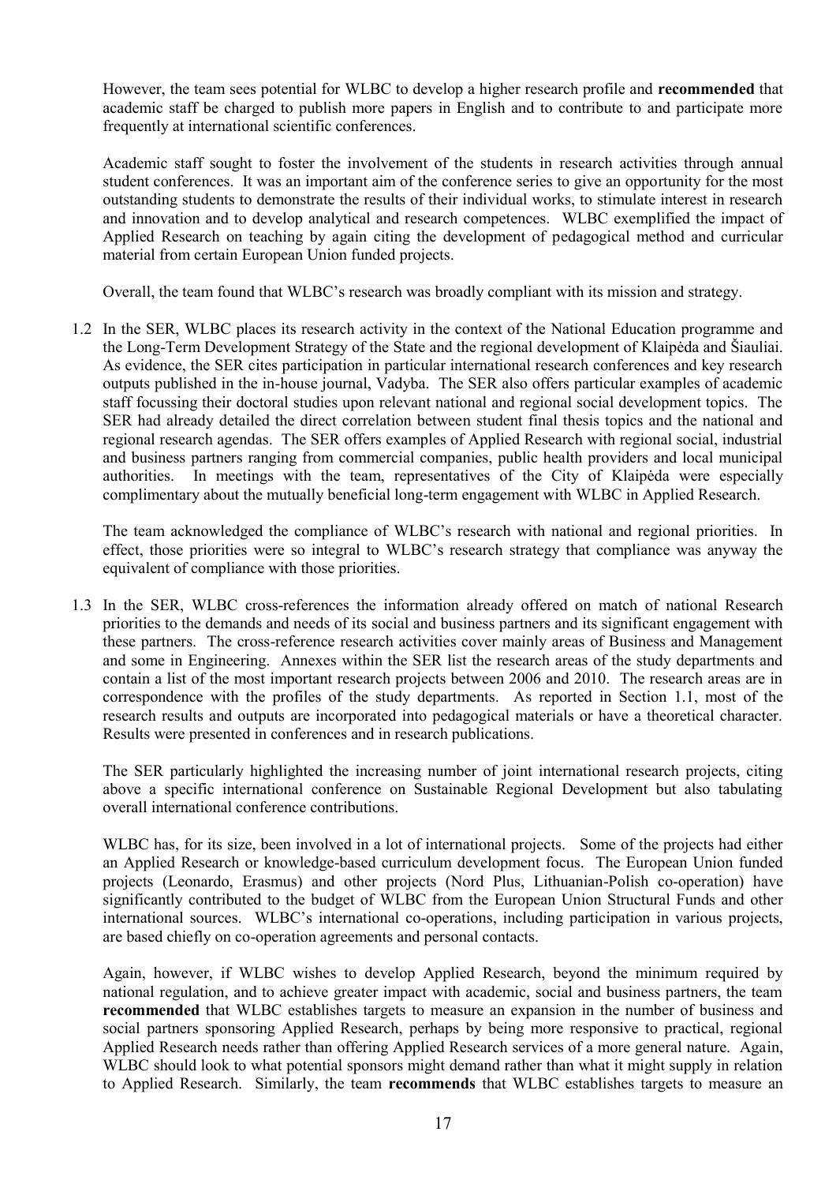However, the team sees potential for WLBC to develop a higher research profile and **recommended** that academic staff be charged to publish more papers in English and to contribute to and participate more frequently at international scientific conferences.

Academic staff sought to foster the involvement of the students in research activities through annual student conferences. It was an important aim of the conference series to give an opportunity for the most outstanding students to demonstrate the results of their individual works, to stimulate interest in research and innovation and to develop analytical and research competences. WLBC exemplified the impact of Applied Research on teaching by again citing the development of pedagogical method and curricular material from certain European Union funded projects.

Overall, the team found that WLBC's research was broadly compliant with its mission and strategy.

1.2 In the SER, WLBC places its research activity in the context of the National Education programme and the Long-Term Development Strategy of the State and the regional development of Klaipėda and Šiauliai. As evidence, the SER cites participation in particular international research conferences and key research outputs published in the in-house journal, Vadyba. The SER also offers particular examples of academic staff focussing their doctoral studies upon relevant national and regional social development topics. The SER had already detailed the direct correlation between student final thesis topics and the national and regional research agendas. The SER offers examples of Applied Research with regional social, industrial and business partners ranging from commercial companies, public health providers and local municipal authorities. In meetings with the team, representatives of the City of Klaipėda were especially complimentary about the mutually beneficial long-term engagement with WLBC in Applied Research.

The team acknowledged the compliance of WLBC's research with national and regional priorities. In effect, those priorities were so integral to WLBC's research strategy that compliance was anyway the equivalent of compliance with those priorities.

1.3 In the SER, WLBC cross-references the information already offered on match of national Research priorities to the demands and needs of its social and business partners and its significant engagement with these partners. The cross-reference research activities cover mainly areas of Business and Management and some in Engineering. Annexes within the SER list the research areas of the study departments and contain a list of the most important research projects between 2006 and 2010. The research areas are in correspondence with the profiles of the study departments. As reported in Section 1.1, most of the research results and outputs are incorporated into pedagogical materials or have a theoretical character. Results were presented in conferences and in research publications.

The SER particularly highlighted the increasing number of joint international research projects, citing above a specific international conference on Sustainable Regional Development but also tabulating overall international conference contributions.

WLBC has, for its size, been involved in a lot of international projects. Some of the projects had either an Applied Research or knowledge-based curriculum development focus. The European Union funded projects (Leonardo, Erasmus) and other projects (Nord Plus, Lithuanian-Polish co-operation) have significantly contributed to the budget of WLBC from the European Union Structural Funds and other international sources. WLBC's international co-operations, including participation in various projects, are based chiefly on co-operation agreements and personal contacts.

Again, however, if WLBC wishes to develop Applied Research, beyond the minimum required by national regulation, and to achieve greater impact with academic, social and business partners, the team **recommended** that WLBC establishes targets to measure an expansion in the number of business and social partners sponsoring Applied Research, perhaps by being more responsive to practical, regional Applied Research needs rather than offering Applied Research services of a more general nature. Again, WLBC should look to what potential sponsors might demand rather than what it might supply in relation to Applied Research. Similarly, the team **recommends** that WLBC establishes targets to measure an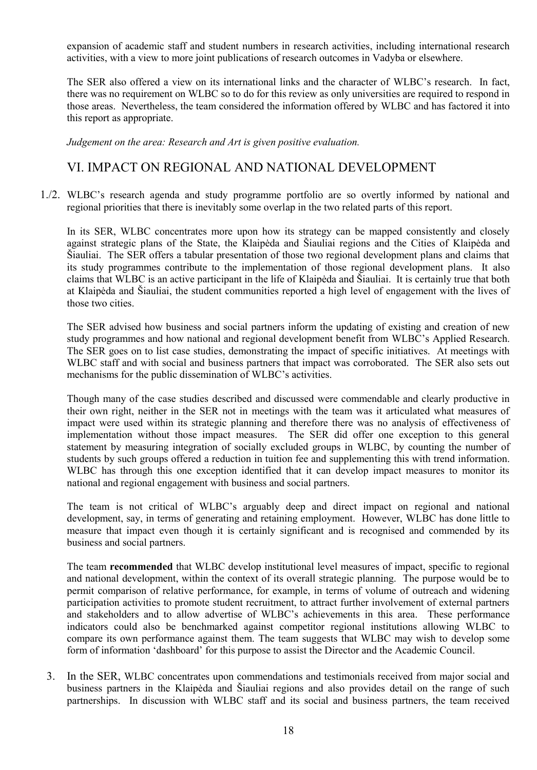expansion of academic staff and student numbers in research activities, including international research activities, with a view to more joint publications of research outcomes in Vadyba or elsewhere.

The SER also offered a view on its international links and the character of WLBC's research. In fact, there was no requirement on WLBC so to do for this review as only universities are required to respond in those areas. Nevertheless, the team considered the information offered by WLBC and has factored it into this report as appropriate.

*Judgement on the area: Research and Art is given positive evaluation.*

## VI. IMPACT ON REGIONAL AND NATIONAL DEVELOPMENT

1./2. WLBC's research agenda and study programme portfolio are so overtly informed by national and regional priorities that there is inevitably some overlap in the two related parts of this report.

In its SER, WLBC concentrates more upon how its strategy can be mapped consistently and closely against strategic plans of the State, the Klaipėda and Šiauliai regions and the Cities of Klaipėda and Šiauliai. The SER offers a tabular presentation of those two regional development plans and claims that its study programmes contribute to the implementation of those regional development plans. It also claims that WLBC is an active participant in the life of Klaipėda and Šiauliai. It is certainly true that both at Klaipėda and Šiauliai, the student communities reported a high level of engagement with the lives of those two cities.

The SER advised how business and social partners inform the updating of existing and creation of new study programmes and how national and regional development benefit from WLBC's Applied Research. The SER goes on to list case studies, demonstrating the impact of specific initiatives. At meetings with WLBC staff and with social and business partners that impact was corroborated. The SER also sets out mechanisms for the public dissemination of WLBC's activities.

Though many of the case studies described and discussed were commendable and clearly productive in their own right, neither in the SER not in meetings with the team was it articulated what measures of impact were used within its strategic planning and therefore there was no analysis of effectiveness of implementation without those impact measures. The SER did offer one exception to this general statement by measuring integration of socially excluded groups in WLBC, by counting the number of students by such groups offered a reduction in tuition fee and supplementing this with trend information. WLBC has through this one exception identified that it can develop impact measures to monitor its national and regional engagement with business and social partners.

The team is not critical of WLBC's arguably deep and direct impact on regional and national development, say, in terms of generating and retaining employment. However, WLBC has done little to measure that impact even though it is certainly significant and is recognised and commended by its business and social partners.

The team **recommended** that WLBC develop institutional level measures of impact, specific to regional and national development, within the context of its overall strategic planning. The purpose would be to permit comparison of relative performance, for example, in terms of volume of outreach and widening participation activities to promote student recruitment, to attract further involvement of external partners and stakeholders and to allow advertise of WLBC's achievements in this area. These performance indicators could also be benchmarked against competitor regional institutions allowing WLBC to compare its own performance against them. The team suggests that WLBC may wish to develop some form of information 'dashboard' for this purpose to assist the Director and the Academic Council.

3. In the SER, WLBC concentrates upon commendations and testimonials received from major social and business partners in the Klaipėda and Šiauliai regions and also provides detail on the range of such partnerships. In discussion with WLBC staff and its social and business partners, the team received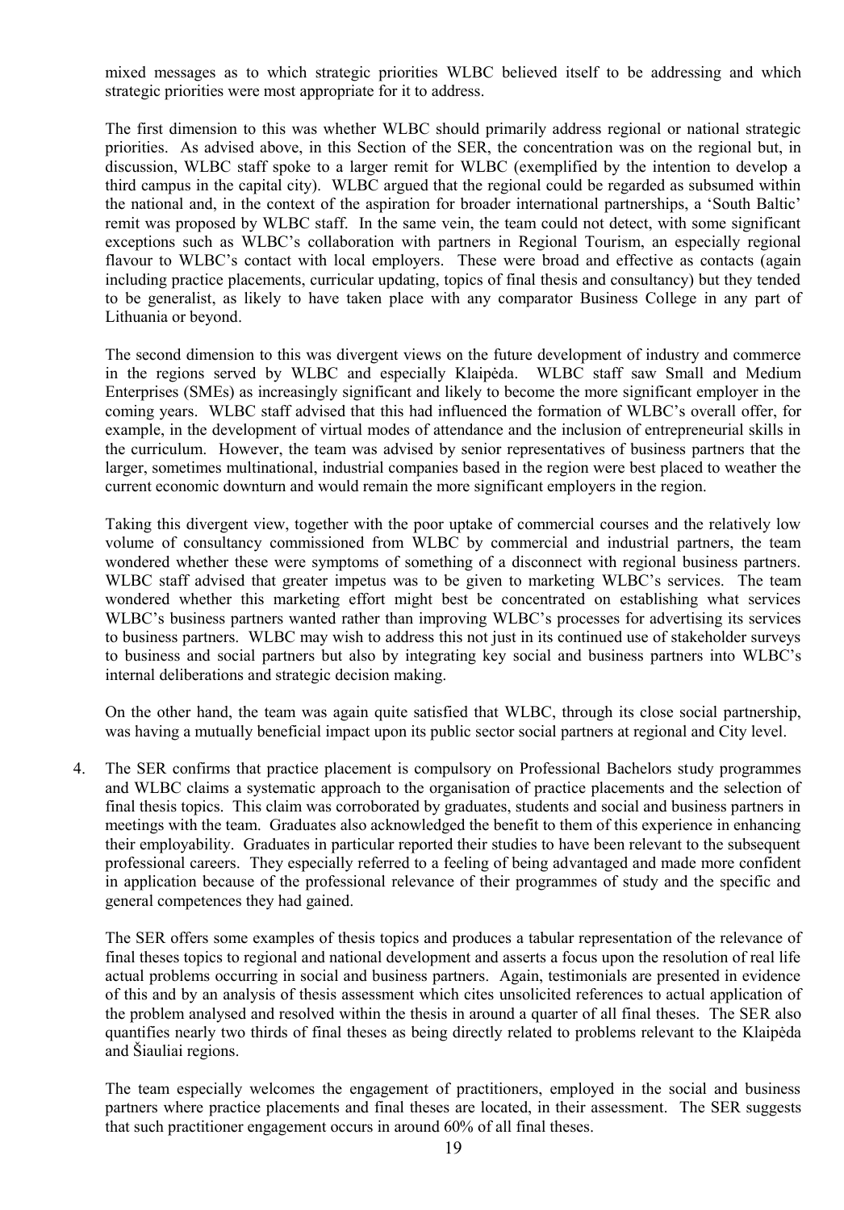mixed messages as to which strategic priorities WLBC believed itself to be addressing and which strategic priorities were most appropriate for it to address.

The first dimension to this was whether WLBC should primarily address regional or national strategic priorities. As advised above, in this Section of the SER, the concentration was on the regional but, in discussion, WLBC staff spoke to a larger remit for WLBC (exemplified by the intention to develop a third campus in the capital city). WLBC argued that the regional could be regarded as subsumed within the national and, in the context of the aspiration for broader international partnerships, a 'South Baltic' remit was proposed by WLBC staff. In the same vein, the team could not detect, with some significant exceptions such as WLBC's collaboration with partners in Regional Tourism, an especially regional flavour to WLBC's contact with local employers. These were broad and effective as contacts (again including practice placements, curricular updating, topics of final thesis and consultancy) but they tended to be generalist, as likely to have taken place with any comparator Business College in any part of Lithuania or beyond.

The second dimension to this was divergent views on the future development of industry and commerce in the regions served by WLBC and especially Klaipėda. WLBC staff saw Small and Medium Enterprises (SMEs) as increasingly significant and likely to become the more significant employer in the coming years. WLBC staff advised that this had influenced the formation of WLBC's overall offer, for example, in the development of virtual modes of attendance and the inclusion of entrepreneurial skills in the curriculum. However, the team was advised by senior representatives of business partners that the larger, sometimes multinational, industrial companies based in the region were best placed to weather the current economic downturn and would remain the more significant employers in the region.

Taking this divergent view, together with the poor uptake of commercial courses and the relatively low volume of consultancy commissioned from WLBC by commercial and industrial partners, the team wondered whether these were symptoms of something of a disconnect with regional business partners. WLBC staff advised that greater impetus was to be given to marketing WLBC's services. The team wondered whether this marketing effort might best be concentrated on establishing what services WLBC's business partners wanted rather than improving WLBC's processes for advertising its services to business partners. WLBC may wish to address this not just in its continued use of stakeholder surveys to business and social partners but also by integrating key social and business partners into WLBC's internal deliberations and strategic decision making.

On the other hand, the team was again quite satisfied that WLBC, through its close social partnership, was having a mutually beneficial impact upon its public sector social partners at regional and City level.

4. The SER confirms that practice placement is compulsory on Professional Bachelors study programmes and WLBC claims a systematic approach to the organisation of practice placements and the selection of final thesis topics. This claim was corroborated by graduates, students and social and business partners in meetings with the team. Graduates also acknowledged the benefit to them of this experience in enhancing their employability. Graduates in particular reported their studies to have been relevant to the subsequent professional careers. They especially referred to a feeling of being advantaged and made more confident in application because of the professional relevance of their programmes of study and the specific and general competences they had gained.

   The SER offers some examples of thesis topics and produces a tabular representation of the relevance of final theses topics to regional and national development and asserts a focus upon the resolution of real life actual problems occurring in social and business partners. Again, testimonials are presented in evidence of this and by an analysis of thesis assessment which cites unsolicited references to actual application of the problem analysed and resolved within the thesis in around a quarter of all final theses. The SER also quantifies nearly two thirds of final theses as being directly related to problems relevant to the Klaipėda and Šiauliai regions.

   The team especially welcomes the engagement of practitioners, employed in the social and business partners where practice placements and final theses are located, in their assessment. The SER suggests that such practitioner engagement occurs in around 60% of all final theses.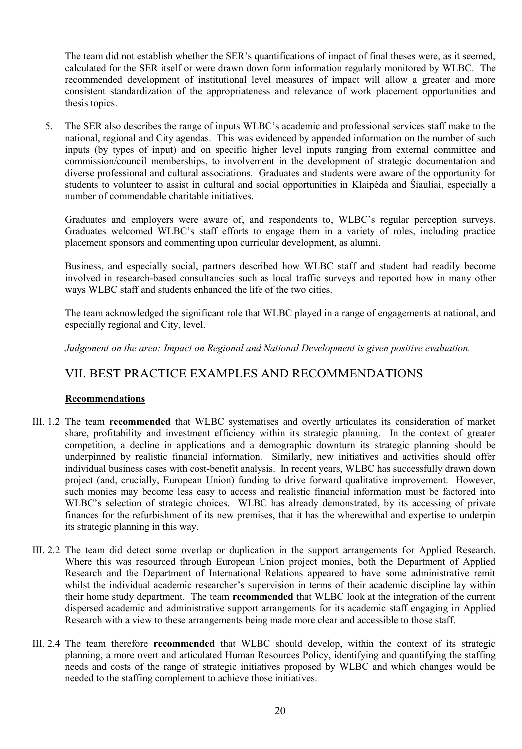The team did not establish whether the SER's quantifications of impact of final theses were, as it seemed, calculated for the SER itself or were drawn down form information regularly monitored by WLBC. The recommended development of institutional level measures of impact will allow a greater and more consistent standardization of the appropriateness and relevance of work placement opportunities and thesis topics.

5. The SER also describes the range of inputs WLBC's academic and professional services staff make to the national, regional and City agendas. This was evidenced by appended information on the number of such inputs (by types of input) and on specific higher level inputs ranging from external committee and commission/council memberships, to involvement in the development of strategic documentation and diverse professional and cultural associations. Graduates and students were aware of the opportunity for students to volunteer to assist in cultural and social opportunities in Klaipėda and Šiauliai, especially a number of commendable charitable initiatives.

   Graduates and employers were aware of, and respondents to, WLBC's regular perception surveys. Graduates welcomed WLBC's staff efforts to engage them in a variety of roles, including practice placement sponsors and commenting upon curricular development, as alumni.

   Business, and especially social, partners described how WLBC staff and student had readily become involved in research-based consultancies such as local traffic surveys and reported how in many other ways WLBC staff and students enhanced the life of the two cities.

   The team acknowledged the significant role that WLBC played in a range of engagements at national, and especially regional and City, level.

   *Judgement on the area: Impact on Regional and National Development is given positive evaluation.*

## VII. BEST PRACTICE EXAMPLES AND RECOMMENDATIONS

**Recommendations**

III. 1.2 The team **recommended** that WLBC systematises and overtly articulates its consideration of market share, profitability and investment efficiency within its strategic planning. In the context of greater competition, a decline in applications and a demographic downturn its strategic planning should be underpinned by realistic financial information. Similarly, new initiatives and activities should offer individual business cases with cost-benefit analysis. In recent years, WLBC has successfully drawn down project (and, crucially, European Union) funding to drive forward qualitative improvement. However, such monies may become less easy to access and realistic financial information must be factored into WLBC's selection of strategic choices. WLBC has already demonstrated, by its accessing of private finances for the refurbishment of its new premises, that it has the wherewithal and expertise to underpin its strategic planning in this way.

III. 2.2 The team did detect some overlap or duplication in the support arrangements for Applied Research. Where this was resourced through European Union project monies, both the Department of Applied Research and the Department of International Relations appeared to have some administrative remit whilst the individual academic researcher's supervision in terms of their academic discipline lay within their home study department. The team **recommended** that WLBC look at the integration of the current dispersed academic and administrative support arrangements for its academic staff engaging in Applied Research with a view to these arrangements being made more clear and accessible to those staff.

III. 2.4 The team therefore **recommended** that WLBC should develop, within the context of its strategic planning, a more overt and articulated Human Resources Policy, identifying and quantifying the staffing needs and costs of the range of strategic initiatives proposed by WLBC and which changes would be needed to the staffing complement to achieve those initiatives.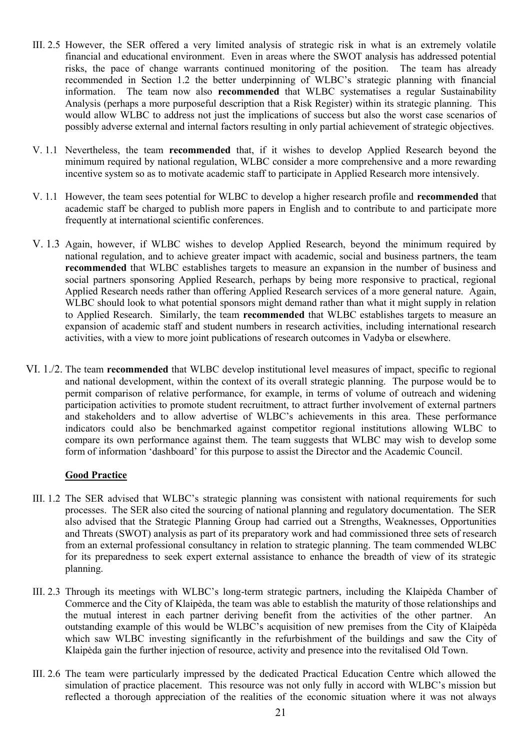III. 2.5 However, the SER offered a very limited analysis of strategic risk in what is an extremely volatile financial and educational environment. Even in areas where the SWOT analysis has addressed potential risks, the pace of change warrants continued monitoring of the position. The team has already recommended in Section 1.2 the better underpinning of WLBC's strategic planning with financial information. The team now also **recommended** that WLBC systematises a regular Sustainability Analysis (perhaps a more purposeful description that a Risk Register) within its strategic planning. This would allow WLBC to address not just the implications of success but also the worst case scenarios of possibly adverse external and internal factors resulting in only partial achievement of strategic objectives.

V. 1.1 Nevertheless, the team **recommended** that, if it wishes to develop Applied Research beyond the minimum required by national regulation, WLBC consider a more comprehensive and a more rewarding incentive system so as to motivate academic staff to participate in Applied Research more intensively.

V. 1.1 However, the team sees potential for WLBC to develop a higher research profile and **recommended** that academic staff be charged to publish more papers in English and to contribute to and participate more frequently at international scientific conferences.

V. 1.3 Again, however, if WLBC wishes to develop Applied Research, beyond the minimum required by national regulation, and to achieve greater impact with academic, social and business partners, the team **recommended** that WLBC establishes targets to measure an expansion in the number of business and social partners sponsoring Applied Research, perhaps by being more responsive to practical, regional Applied Research needs rather than offering Applied Research services of a more general nature. Again, WLBC should look to what potential sponsors might demand rather than what it might supply in relation to Applied Research. Similarly, the team **recommended** that WLBC establishes targets to measure an expansion of academic staff and student numbers in research activities, including international research activities, with a view to more joint publications of research outcomes in Vadyba or elsewhere.

VI. 1./2. The team **recommended** that WLBC develop institutional level measures of impact, specific to regional and national development, within the context of its overall strategic planning. The purpose would be to permit comparison of relative performance, for example, in terms of volume of outreach and widening participation activities to promote student recruitment, to attract further involvement of external partners and stakeholders and to allow advertise of WLBC's achievements in this area. These performance indicators could also be benchmarked against competitor regional institutions allowing WLBC to compare its own performance against them. The team suggests that WLBC may wish to develop some form of information 'dashboard' for this purpose to assist the Director and the Academic Council.

**Good Practice**

III. 1.2 The SER advised that WLBC's strategic planning was consistent with national requirements for such processes. The SER also cited the sourcing of national planning and regulatory documentation. The SER also advised that the Strategic Planning Group had carried out a Strengths, Weaknesses, Opportunities and Threats (SWOT) analysis as part of its preparatory work and had commissioned three sets of research from an external professional consultancy in relation to strategic planning. The team commended WLBC for its preparedness to seek expert external assistance to enhance the breadth of view of its strategic planning.

III. 2.3 Through its meetings with WLBC's long-term strategic partners, including the Klaipėda Chamber of Commerce and the City of Klaipėda, the team was able to establish the maturity of those relationships and the mutual interest in each partner deriving benefit from the activities of the other partner. An outstanding example of this would be WLBC's acquisition of new premises from the City of Klaipėda which saw WLBC investing significantly in the refurbishment of the buildings and saw the City of Klaipėda gain the further injection of resource, activity and presence into the revitalised Old Town.

III. 2.6 The team were particularly impressed by the dedicated Practical Education Centre which allowed the simulation of practice placement. This resource was not only fully in accord with WLBC's mission but reflected a thorough appreciation of the realities of the economic situation where it was not always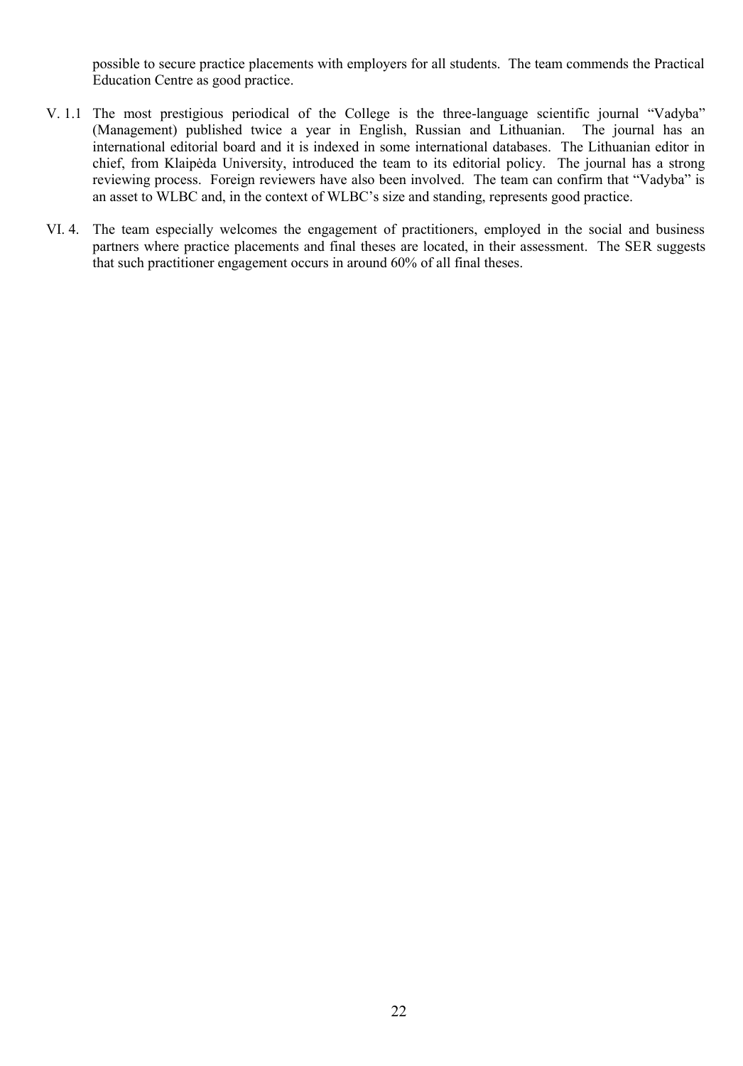possible to secure practice placements with employers for all students. The team commends the Practical Education Centre as good practice.

V. 1.1 The most prestigious periodical of the College is the three-language scientific journal "Vadyba" (Management) published twice a year in English, Russian and Lithuanian. The journal has an international editorial board and it is indexed in some international databases. The Lithuanian editor in chief, from Klaipėda University, introduced the team to its editorial policy. The journal has a strong reviewing process. Foreign reviewers have also been involved. The team can confirm that "Vadyba" is an asset to WLBC and, in the context of WLBC's size and standing, represents good practice.

VI. 4. The team especially welcomes the engagement of practitioners, employed in the social and business partners where practice placements and final theses are located, in their assessment. The SER suggests that such practitioner engagement occurs in around 60% of all final theses.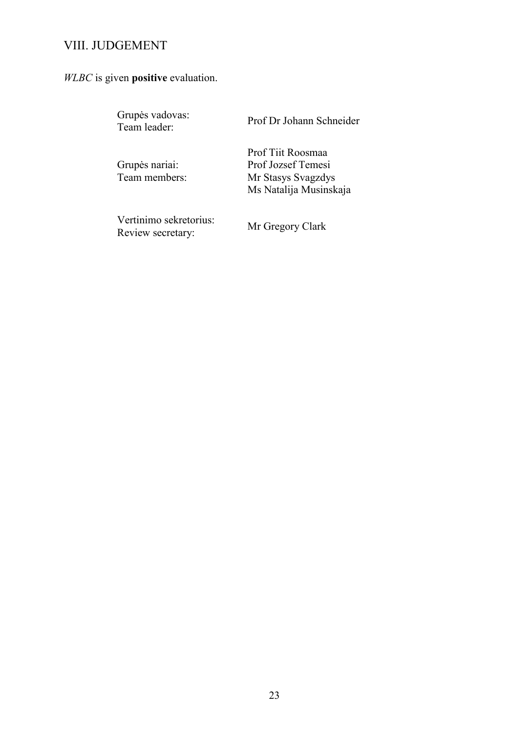## VIII. JUDGEMENT

*WLBC* is given **positive** evaluation.

| | |
|---|---|
| Grupės vadovas:<br>Team leader: | Prof Dr Johann Schneider |
| Grupės nariai:<br>Team members: | Prof Tiit Roosmaa<br>Prof Jozsef Temesi<br>Mr Stasys Svagzdys<br>Ms Natalija Musinskaja |
| Vertinimo sekretorius:<br>Review secretary: | Mr Gregory Clark |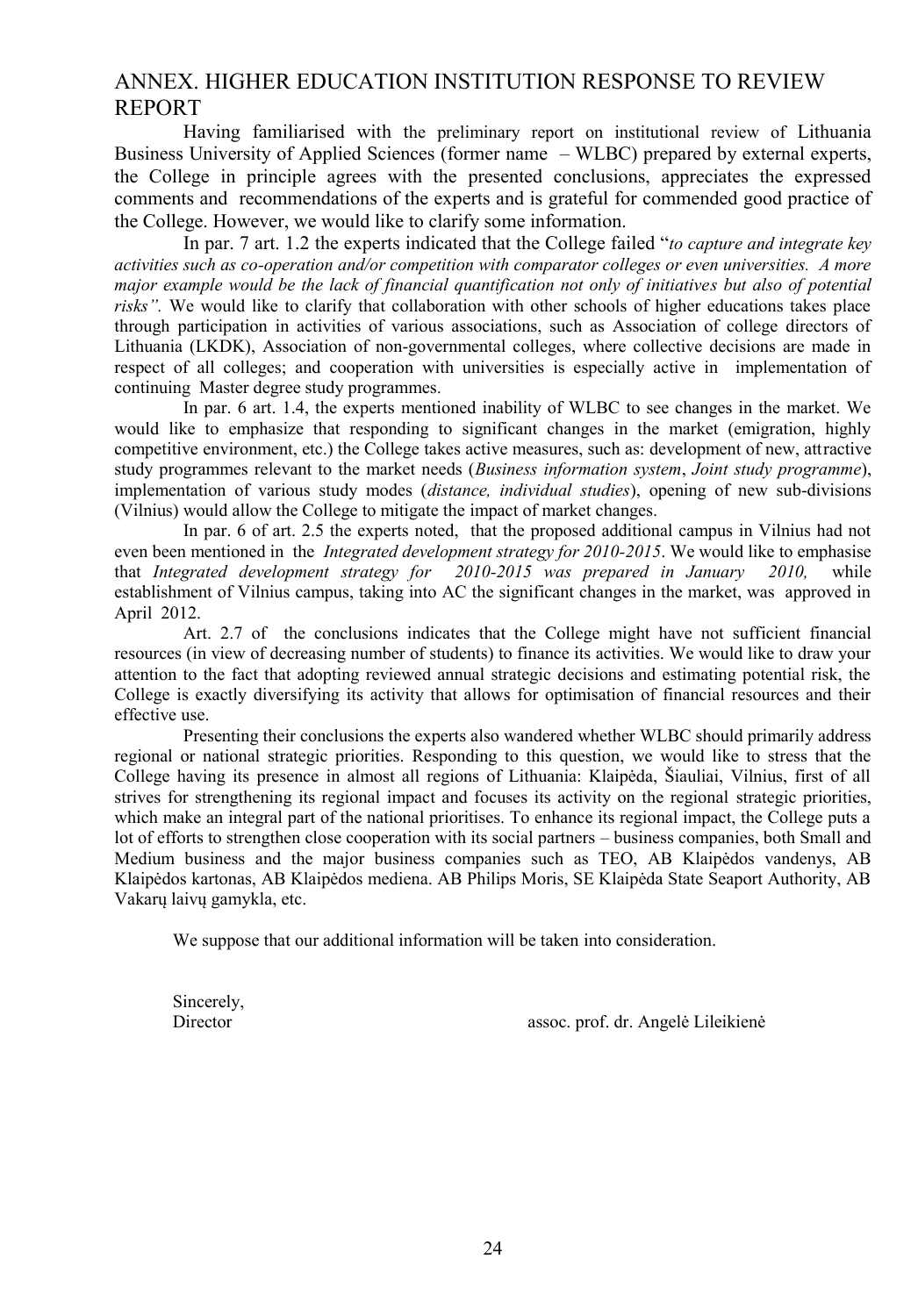## ANNEX. HIGHER EDUCATION INSTITUTION RESPONSE TO REVIEW REPORT

Having familiarised with the preliminary report on institutional review of Lithuania Business University of Applied Sciences (former name – WLBC) prepared by external experts, the College in principle agrees with the presented conclusions, appreciates the expressed comments and recommendations of the experts and is grateful for commended good practice of the College. However, we would like to clarify some information.

In par. 7 art. 1.2 the experts indicated that the College failed "*to capture and integrate key activities such as co-operation and/or competition with comparator colleges or even universities. A more major example would be the lack of financial quantification not only of initiatives but also of potential risks".* We would like to clarify that collaboration with other schools of higher educations takes place through participation in activities of various associations, such as Association of college directors of Lithuania (LKDK), Association of non-governmental colleges, where collective decisions are made in respect of all colleges; and cooperation with universities is especially active in implementation of continuing Master degree study programmes.

In par. 6 art. 1.4, the experts mentioned inability of WLBC to see changes in the market. We would like to emphasize that responding to significant changes in the market (emigration, highly competitive environment, etc.) the College takes active measures, such as: development of new, attractive study programmes relevant to the market needs (*Business information system*, *Joint study programme*), implementation of various study modes (*distance, individual studies*), opening of new sub-divisions (Vilnius) would allow the College to mitigate the impact of market changes.

In par. 6 of art. 2.5 the experts noted, that the proposed additional campus in Vilnius had not even been mentioned in the *Integrated development strategy for 2010-2015*. We would like to emphasise that *Integrated development strategy for 2010-2015 was prepared in January 2010,* while establishment of Vilnius campus, taking into AC the significant changes in the market, was approved in April 2012.

Art. 2.7 of the conclusions indicates that the College might have not sufficient financial resources (in view of decreasing number of students) to finance its activities. We would like to draw your attention to the fact that adopting reviewed annual strategic decisions and estimating potential risk, the College is exactly diversifying its activity that allows for optimisation of financial resources and their effective use.

Presenting their conclusions the experts also wandered whether WLBC should primarily address regional or national strategic priorities. Responding to this question, we would like to stress that the College having its presence in almost all regions of Lithuania: Klaipėda, Šiauliai, Vilnius, first of all strives for strengthening its regional impact and focuses its activity on the regional strategic priorities, which make an integral part of the national prioritises. To enhance its regional impact, the College puts a lot of efforts to strengthen close cooperation with its social partners – business companies, both Small and Medium business and the major business companies such as TEO, AB Klaipėdos vandenys, AB Klaipėdos kartonas, AB Klaipėdos mediena. AB Philips Moris, SE Klaipėda State Seaport Authority, AB Vakarų laivų gamykla, etc.

We suppose that our additional information will be taken into consideration.

Sincerely,

Director assoc. prof. dr. Angelė Lileikienė